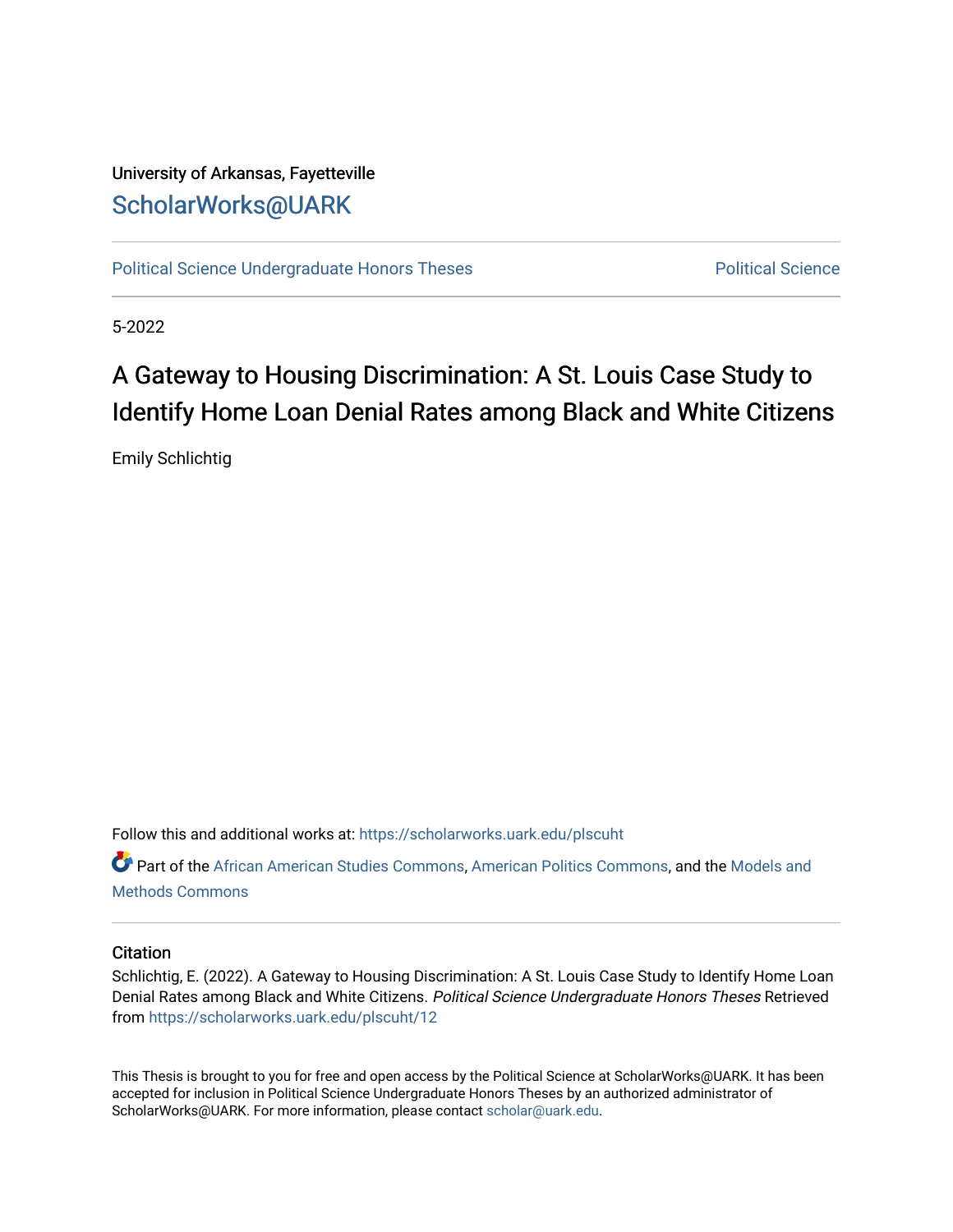University of Arkansas, Fayetteville

ScholarWorks@UARK

Political Science Undergraduate Honors Theses

Political Science

5-2022

# A Gateway to Housing Discrimination: A St. Louis Case Study to Identify Home Loan Denial Rates among Black and White Citizens

Emily Schlichtig

Follow this and additional works at: https://scholarworks.uark.edu/plscuht

Part of the African American Studies Commons, American Politics Commons, and the Models and Methods Commons

## Citation

Schlichtig, E. (2022). A Gateway to Housing Discrimination: A St. Louis Case Study to Identify Home Loan Denial Rates among Black and White Citizens. *Political Science Undergraduate Honors Theses* Retrieved from https://scholarworks.uark.edu/plscuht/12

This Thesis is brought to you for free and open access by the Political Science at ScholarWorks@UARK. It has been accepted for inclusion in Political Science Undergraduate Honors Theses by an authorized administrator of ScholarWorks@UARK. For more information, please contact scholar@uark.edu.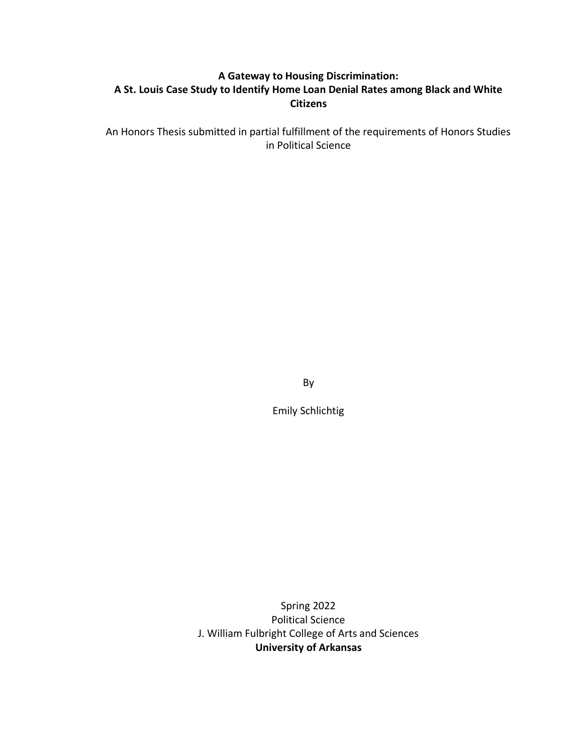**A Gateway to Housing Discrimination:**
**A St. Louis Case Study to Identify Home Loan Denial Rates among Black and White Citizens**

An Honors Thesis submitted in partial fulfillment of the requirements of Honors Studies in Political Science

By

Emily Schlichtig

Spring 2022
Political Science
J. William Fulbright College of Arts and Sciences
**University of Arkansas**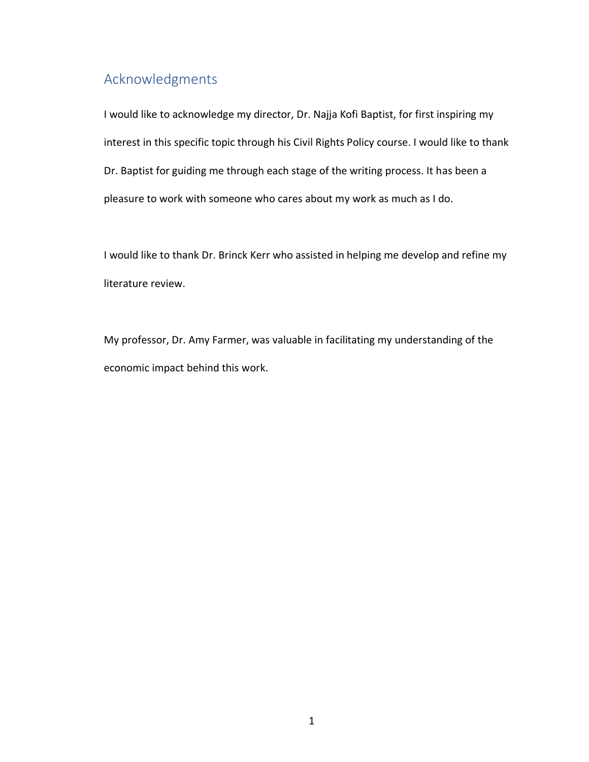## Acknowledgments

I would like to acknowledge my director, Dr. Najja Kofi Baptist, for first inspiring my interest in this specific topic through his Civil Rights Policy course. I would like to thank Dr. Baptist for guiding me through each stage of the writing process. It has been a pleasure to work with someone who cares about my work as much as I do.

I would like to thank Dr. Brinck Kerr who assisted in helping me develop and refine my literature review.

My professor, Dr. Amy Farmer, was valuable in facilitating my understanding of the economic impact behind this work.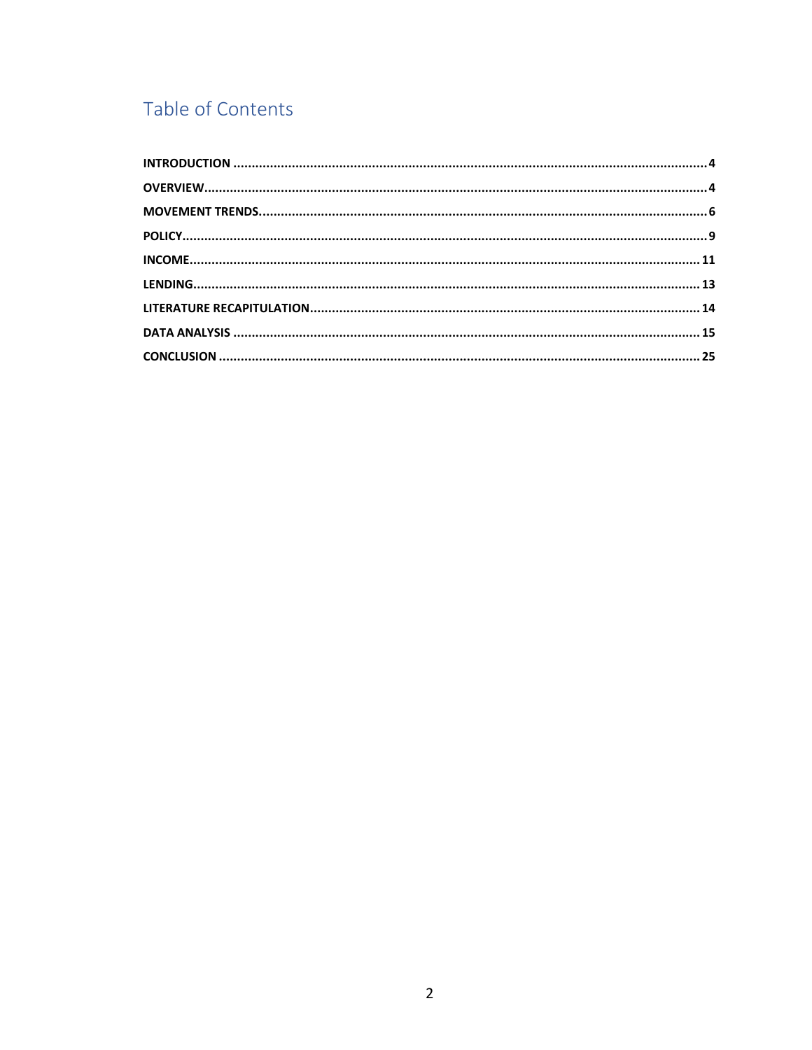# Table of Contents

| | |
|---|---|
| **INTRODUCTION** | **4** |
| **OVERVIEW** | **4** |
| **MOVEMENT TRENDS** | **6** |
| **POLICY** | **9** |
| **INCOME** | **11** |
| **LENDING** | **13** |
| **LITERATURE RECAPITULATION** | **14** |
| **DATA ANALYSIS** | **15** |
| **CONCLUSION** | **25** |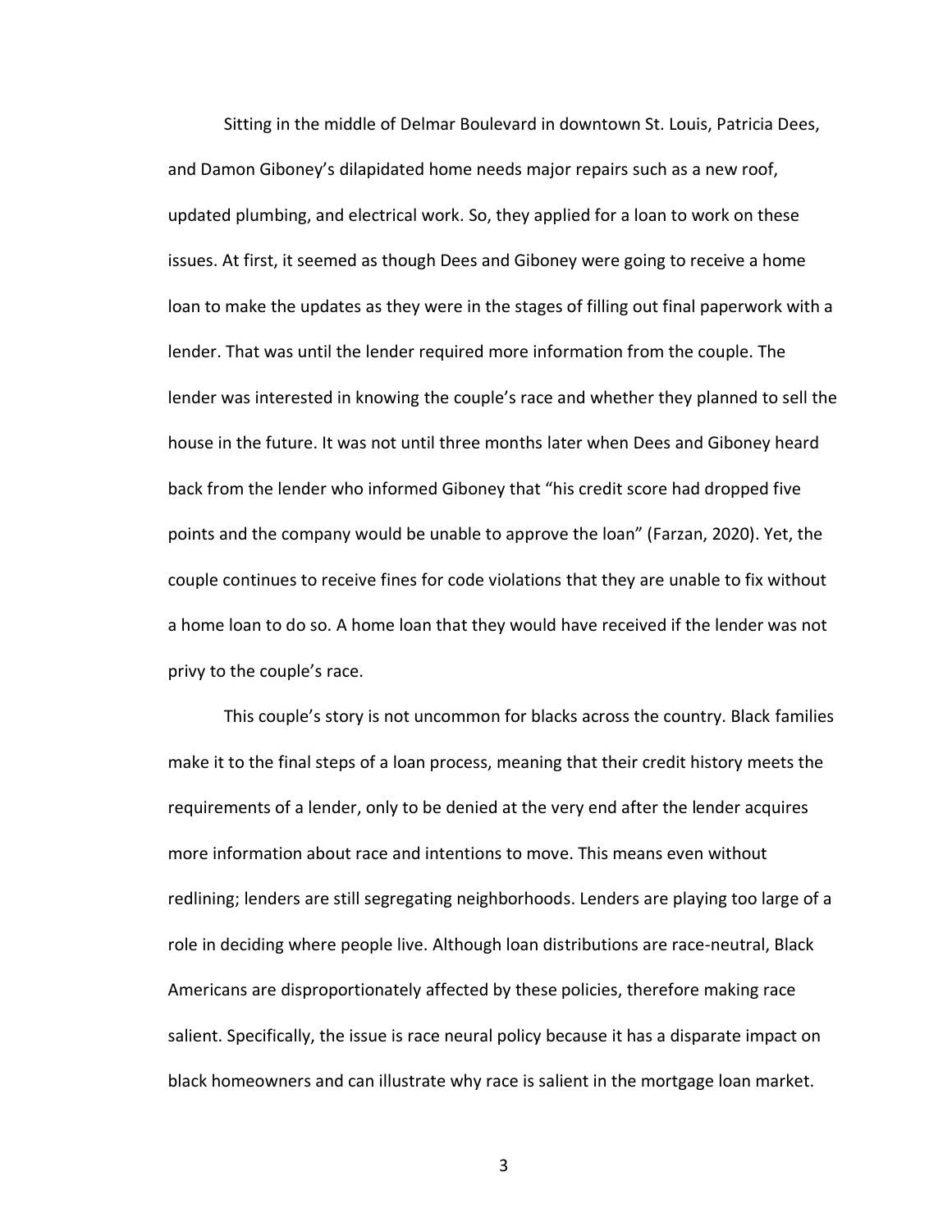Sitting in the middle of Delmar Boulevard in downtown St. Louis, Patricia Dees, and Damon Giboney's dilapidated home needs major repairs such as a new roof, updated plumbing, and electrical work. So, they applied for a loan to work on these issues. At first, it seemed as though Dees and Giboney were going to receive a home loan to make the updates as they were in the stages of filling out final paperwork with a lender. That was until the lender required more information from the couple. The lender was interested in knowing the couple's race and whether they planned to sell the house in the future. It was not until three months later when Dees and Giboney heard back from the lender who informed Giboney that "his credit score had dropped five points and the company would be unable to approve the loan" (Farzan, 2020). Yet, the couple continues to receive fines for code violations that they are unable to fix without a home loan to do so. A home loan that they would have received if the lender was not privy to the couple's race.

This couple's story is not uncommon for blacks across the country. Black families make it to the final steps of a loan process, meaning that their credit history meets the requirements of a lender, only to be denied at the very end after the lender acquires more information about race and intentions to move. This means even without redlining; lenders are still segregating neighborhoods. Lenders are playing too large of a role in deciding where people live. Although loan distributions are race-neutral, Black Americans are disproportionately affected by these policies, therefore making race salient. Specifically, the issue is race neural policy because it has a disparate impact on black homeowners and can illustrate why race is salient in the mortgage loan market.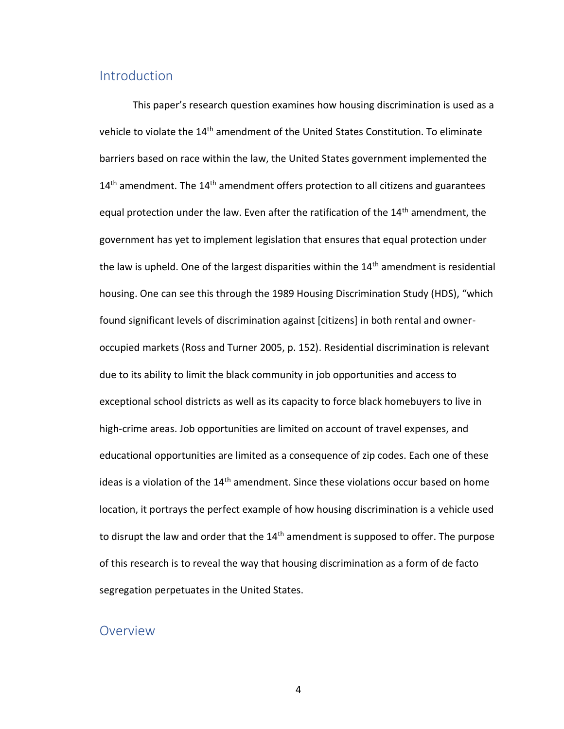## Introduction

This paper's research question examines how housing discrimination is used as a vehicle to violate the 14th amendment of the United States Constitution. To eliminate barriers based on race within the law, the United States government implemented the 14th amendment. The 14th amendment offers protection to all citizens and guarantees equal protection under the law. Even after the ratification of the 14th amendment, the government has yet to implement legislation that ensures that equal protection under the law is upheld. One of the largest disparities within the 14th amendment is residential housing. One can see this through the 1989 Housing Discrimination Study (HDS), "which found significant levels of discrimination against [citizens] in both rental and owner-occupied markets (Ross and Turner 2005, p. 152). Residential discrimination is relevant due to its ability to limit the black community in job opportunities and access to exceptional school districts as well as its capacity to force black homebuyers to live in high-crime areas. Job opportunities are limited on account of travel expenses, and educational opportunities are limited as a consequence of zip codes. Each one of these ideas is a violation of the 14th amendment. Since these violations occur based on home location, it portrays the perfect example of how housing discrimination is a vehicle used to disrupt the law and order that the 14th amendment is supposed to offer. The purpose of this research is to reveal the way that housing discrimination as a form of de facto segregation perpetuates in the United States.

## Overview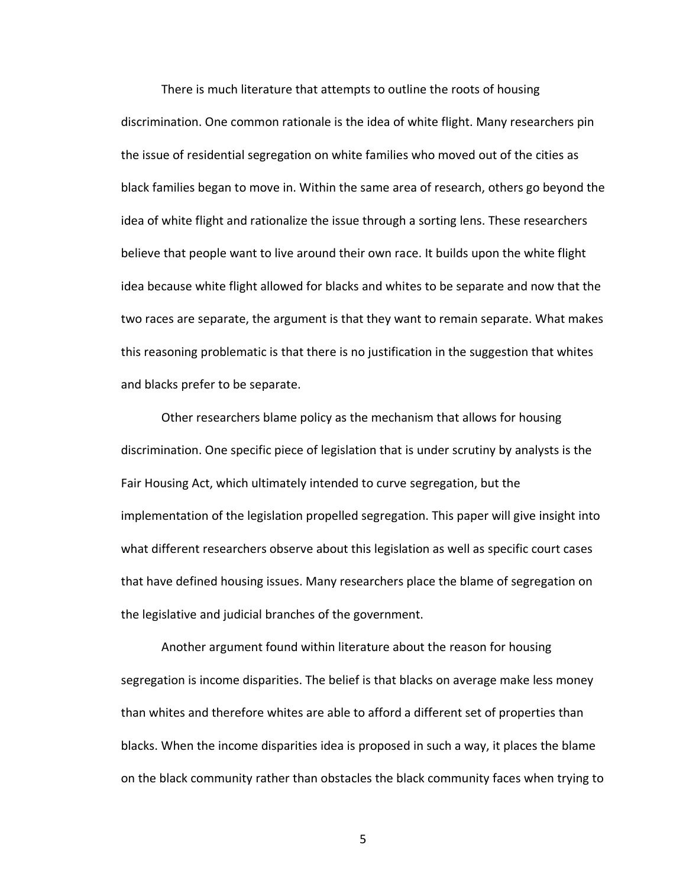There is much literature that attempts to outline the roots of housing discrimination. One common rationale is the idea of white flight. Many researchers pin the issue of residential segregation on white families who moved out of the cities as black families began to move in. Within the same area of research, others go beyond the idea of white flight and rationalize the issue through a sorting lens. These researchers believe that people want to live around their own race. It builds upon the white flight idea because white flight allowed for blacks and whites to be separate and now that the two races are separate, the argument is that they want to remain separate. What makes this reasoning problematic is that there is no justification in the suggestion that whites and blacks prefer to be separate.

Other researchers blame policy as the mechanism that allows for housing discrimination. One specific piece of legislation that is under scrutiny by analysts is the Fair Housing Act, which ultimately intended to curve segregation, but the implementation of the legislation propelled segregation. This paper will give insight into what different researchers observe about this legislation as well as specific court cases that have defined housing issues. Many researchers place the blame of segregation on the legislative and judicial branches of the government.

Another argument found within literature about the reason for housing segregation is income disparities. The belief is that blacks on average make less money than whites and therefore whites are able to afford a different set of properties than blacks. When the income disparities idea is proposed in such a way, it places the blame on the black community rather than obstacles the black community faces when trying to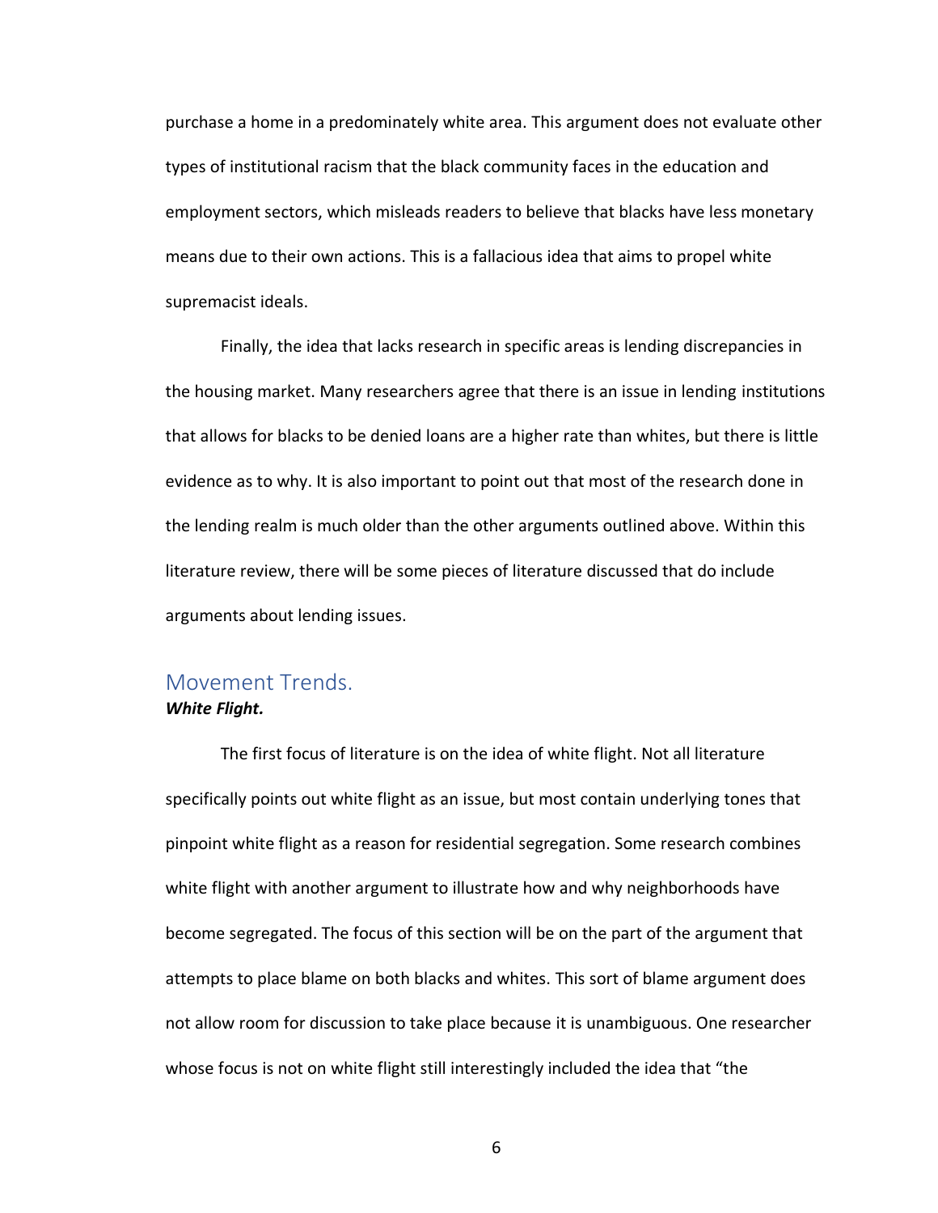purchase a home in a predominately white area. This argument does not evaluate other types of institutional racism that the black community faces in the education and employment sectors, which misleads readers to believe that blacks have less monetary means due to their own actions. This is a fallacious idea that aims to propel white supremacist ideals.

Finally, the idea that lacks research in specific areas is lending discrepancies in the housing market. Many researchers agree that there is an issue in lending institutions that allows for blacks to be denied loans are a higher rate than whites, but there is little evidence as to why. It is also important to point out that most of the research done in the lending realm is much older than the other arguments outlined above. Within this literature review, there will be some pieces of literature discussed that do include arguments about lending issues.

## Movement Trends.

### ***White Flight.***

The first focus of literature is on the idea of white flight. Not all literature specifically points out white flight as an issue, but most contain underlying tones that pinpoint white flight as a reason for residential segregation. Some research combines white flight with another argument to illustrate how and why neighborhoods have become segregated. The focus of this section will be on the part of the argument that attempts to place blame on both blacks and whites. This sort of blame argument does not allow room for discussion to take place because it is unambiguous. One researcher whose focus is not on white flight still interestingly included the idea that "the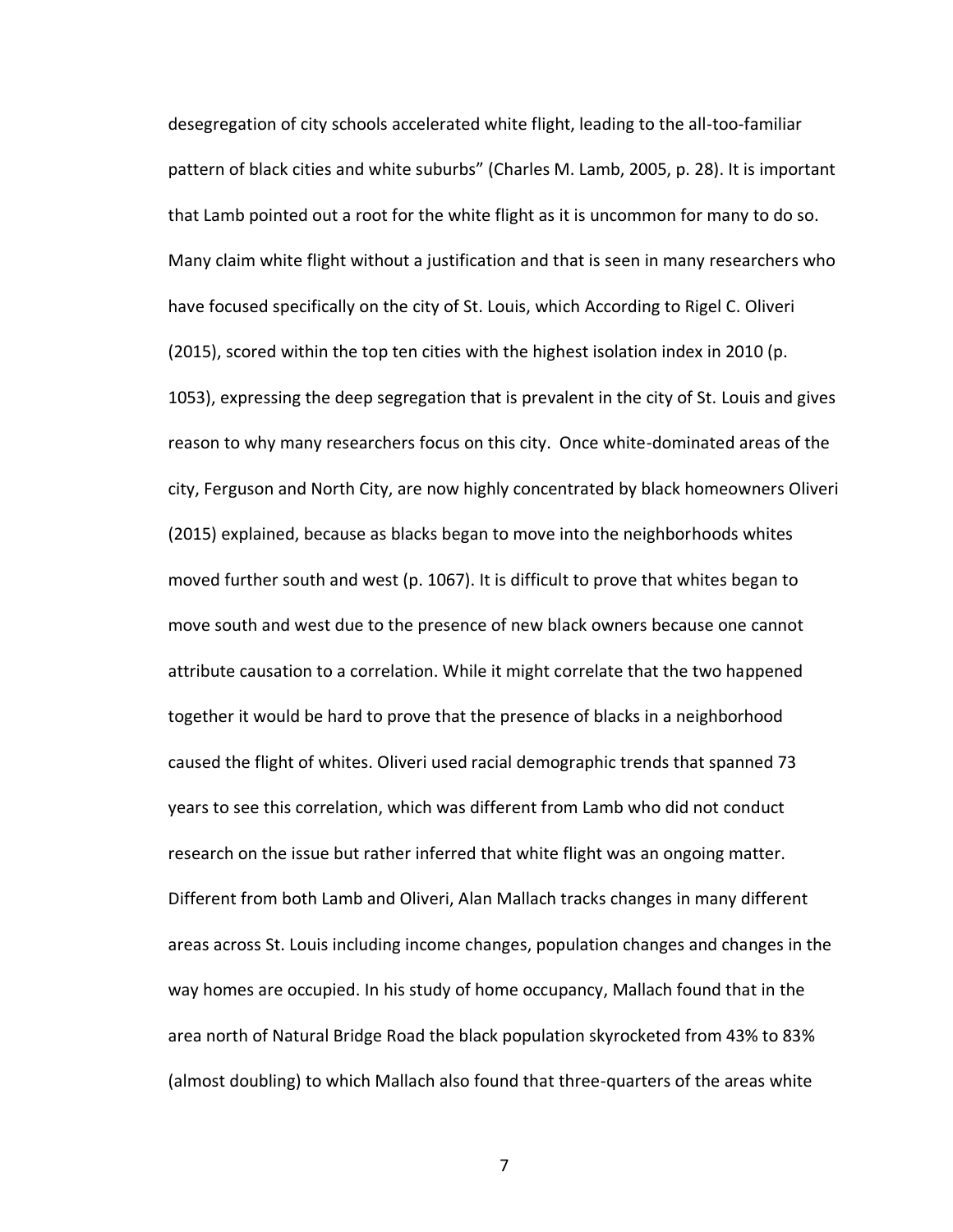desegregation of city schools accelerated white flight, leading to the all-too-familiar pattern of black cities and white suburbs" (Charles M. Lamb, 2005, p. 28). It is important that Lamb pointed out a root for the white flight as it is uncommon for many to do so. Many claim white flight without a justification and that is seen in many researchers who have focused specifically on the city of St. Louis, which According to Rigel C. Oliveri (2015), scored within the top ten cities with the highest isolation index in 2010 (p. 1053), expressing the deep segregation that is prevalent in the city of St. Louis and gives reason to why many researchers focus on this city. Once white-dominated areas of the city, Ferguson and North City, are now highly concentrated by black homeowners Oliveri (2015) explained, because as blacks began to move into the neighborhoods whites moved further south and west (p. 1067). It is difficult to prove that whites began to move south and west due to the presence of new black owners because one cannot attribute causation to a correlation. While it might correlate that the two happened together it would be hard to prove that the presence of blacks in a neighborhood caused the flight of whites. Oliveri used racial demographic trends that spanned 73 years to see this correlation, which was different from Lamb who did not conduct research on the issue but rather inferred that white flight was an ongoing matter. Different from both Lamb and Oliveri, Alan Mallach tracks changes in many different areas across St. Louis including income changes, population changes and changes in the way homes are occupied. In his study of home occupancy, Mallach found that in the area north of Natural Bridge Road the black population skyrocketed from 43% to 83% (almost doubling) to which Mallach also found that three-quarters of the areas white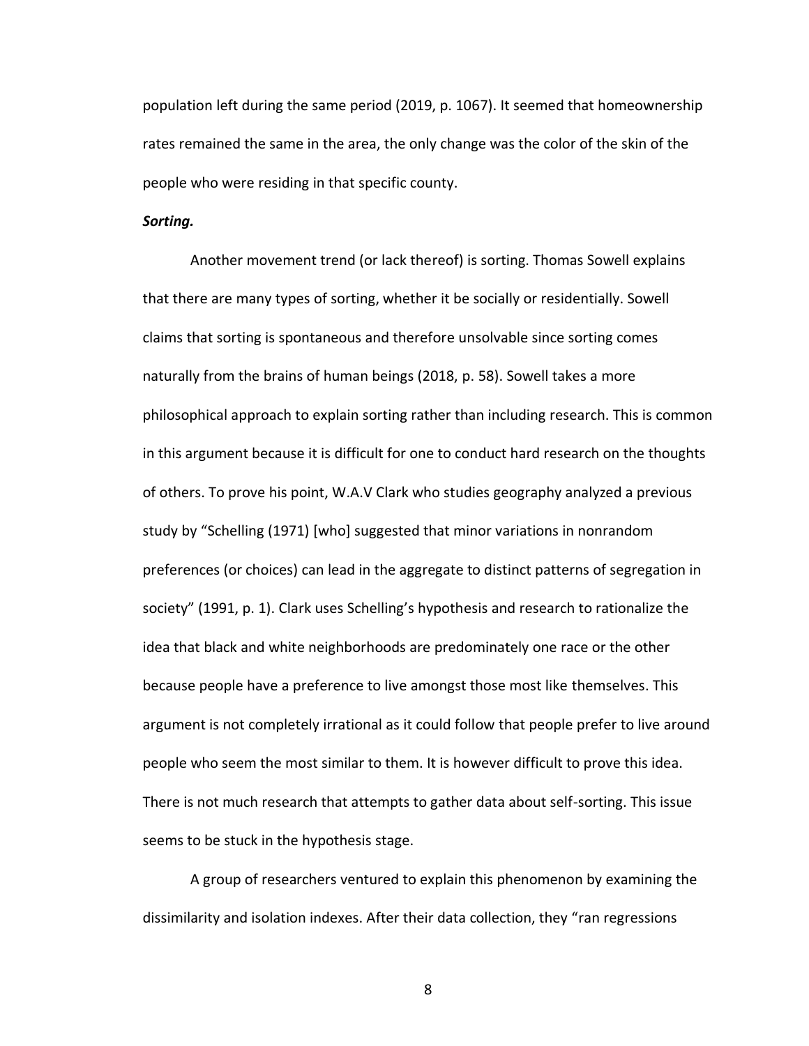population left during the same period (2019, p. 1067). It seemed that homeownership rates remained the same in the area, the only change was the color of the skin of the people who were residing in that specific county.

***Sorting.***

Another movement trend (or lack thereof) is sorting. Thomas Sowell explains that there are many types of sorting, whether it be socially or residentially. Sowell claims that sorting is spontaneous and therefore unsolvable since sorting comes naturally from the brains of human beings (2018, p. 58). Sowell takes a more philosophical approach to explain sorting rather than including research. This is common in this argument because it is difficult for one to conduct hard research on the thoughts of others. To prove his point, W.A.V Clark who studies geography analyzed a previous study by "Schelling (1971) [who] suggested that minor variations in nonrandom preferences (or choices) can lead in the aggregate to distinct patterns of segregation in society" (1991, p. 1). Clark uses Schelling's hypothesis and research to rationalize the idea that black and white neighborhoods are predominately one race or the other because people have a preference to live amongst those most like themselves. This argument is not completely irrational as it could follow that people prefer to live around people who seem the most similar to them. It is however difficult to prove this idea. There is not much research that attempts to gather data about self-sorting. This issue seems to be stuck in the hypothesis stage.

A group of researchers ventured to explain this phenomenon by examining the dissimilarity and isolation indexes. After their data collection, they "ran regressions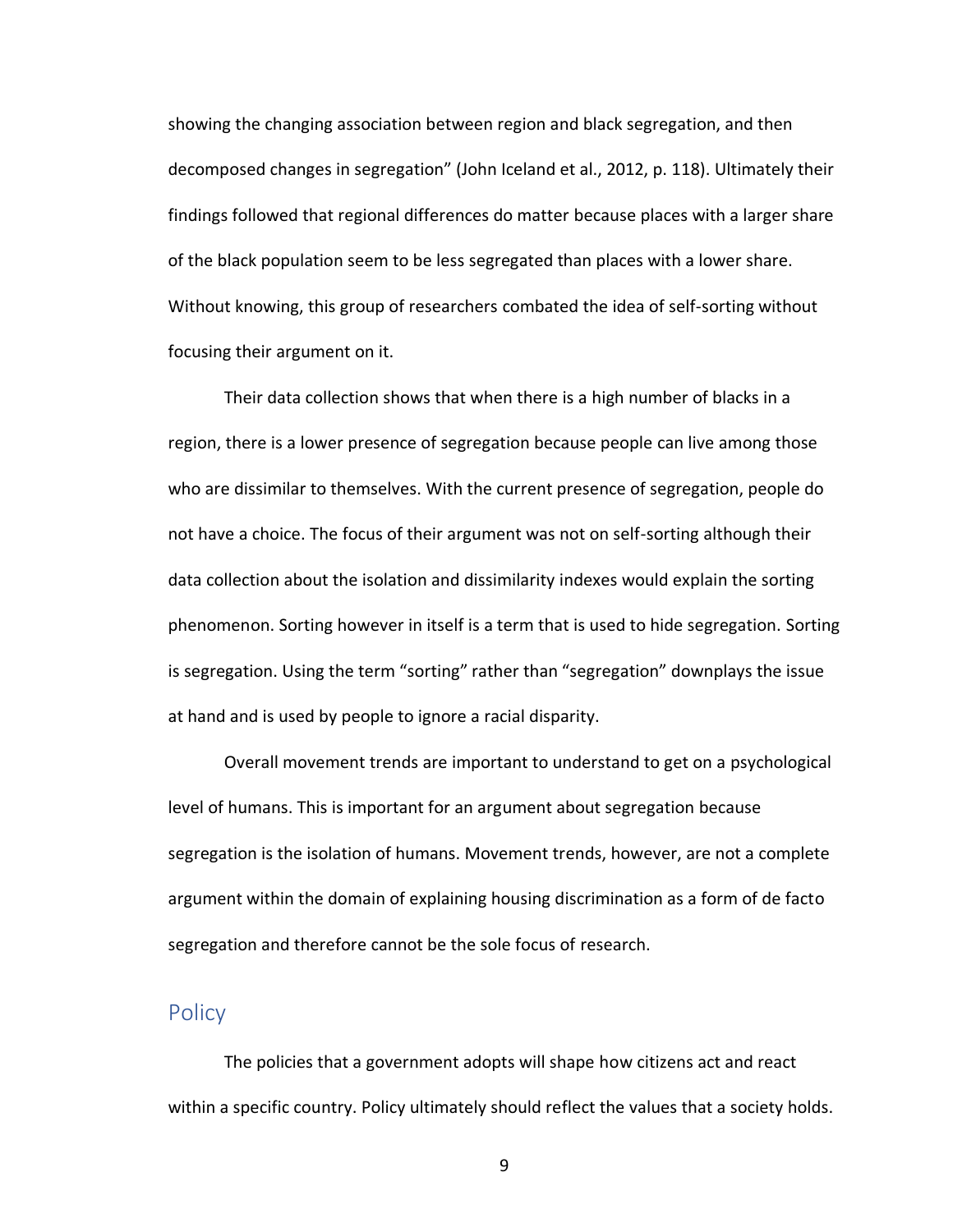showing the changing association between region and black segregation, and then decomposed changes in segregation" (John Iceland et al., 2012, p. 118). Ultimately their findings followed that regional differences do matter because places with a larger share of the black population seem to be less segregated than places with a lower share. Without knowing, this group of researchers combated the idea of self-sorting without focusing their argument on it.

Their data collection shows that when there is a high number of blacks in a region, there is a lower presence of segregation because people can live among those who are dissimilar to themselves. With the current presence of segregation, people do not have a choice. The focus of their argument was not on self-sorting although their data collection about the isolation and dissimilarity indexes would explain the sorting phenomenon. Sorting however in itself is a term that is used to hide segregation. Sorting is segregation. Using the term "sorting" rather than "segregation" downplays the issue at hand and is used by people to ignore a racial disparity.

Overall movement trends are important to understand to get on a psychological level of humans. This is important for an argument about segregation because segregation is the isolation of humans. Movement trends, however, are not a complete argument within the domain of explaining housing discrimination as a form of de facto segregation and therefore cannot be the sole focus of research.

## Policy

The policies that a government adopts will shape how citizens act and react within a specific country. Policy ultimately should reflect the values that a society holds.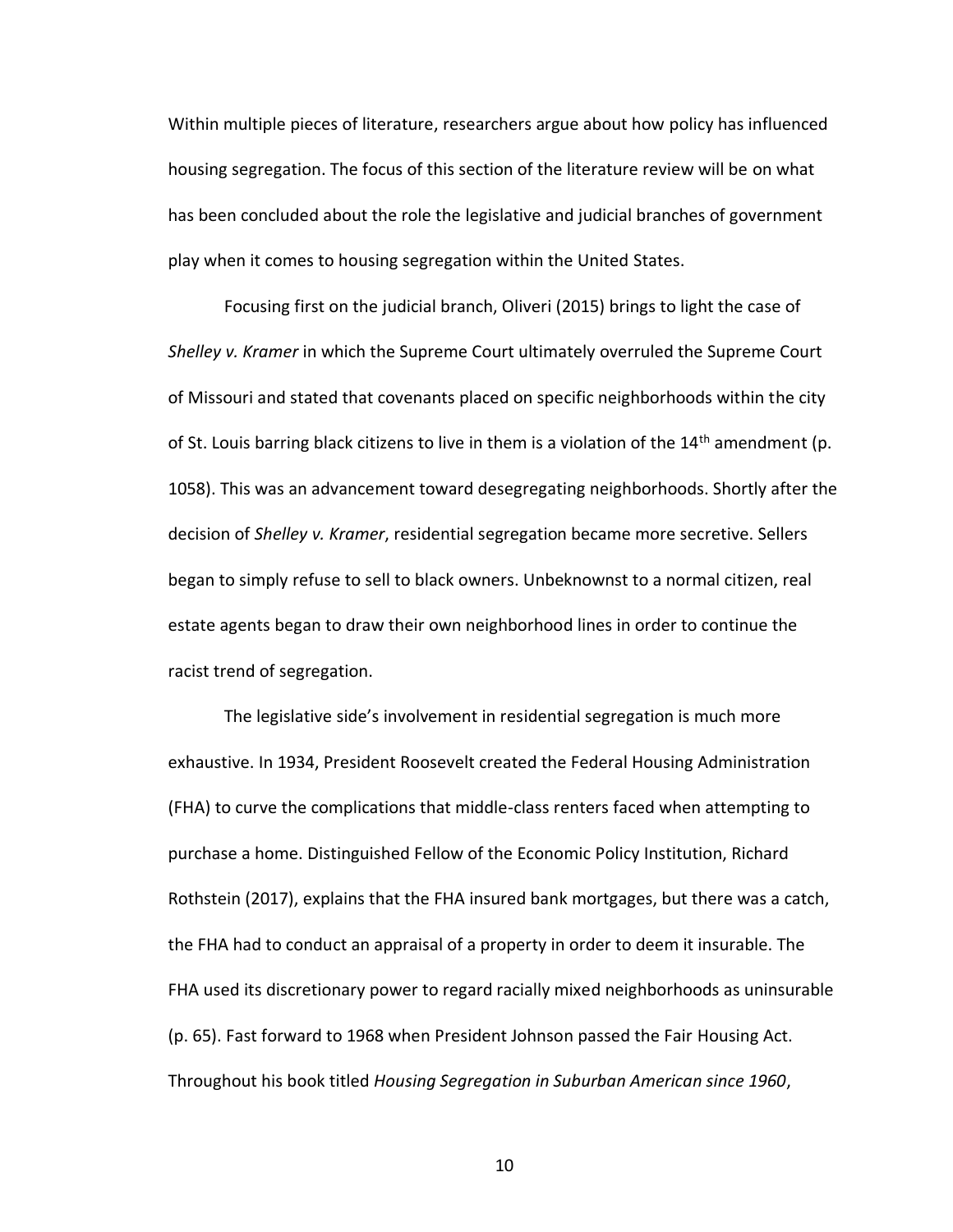Within multiple pieces of literature, researchers argue about how policy has influenced housing segregation. The focus of this section of the literature review will be on what has been concluded about the role the legislative and judicial branches of government play when it comes to housing segregation within the United States.

Focusing first on the judicial branch, Oliveri (2015) brings to light the case of *Shelley v. Kramer* in which the Supreme Court ultimately overruled the Supreme Court of Missouri and stated that covenants placed on specific neighborhoods within the city of St. Louis barring black citizens to live in them is a violation of the 14th amendment (p. 1058). This was an advancement toward desegregating neighborhoods. Shortly after the decision of *Shelley v. Kramer*, residential segregation became more secretive. Sellers began to simply refuse to sell to black owners. Unbeknownst to a normal citizen, real estate agents began to draw their own neighborhood lines in order to continue the racist trend of segregation.

The legislative side's involvement in residential segregation is much more exhaustive. In 1934, President Roosevelt created the Federal Housing Administration (FHA) to curve the complications that middle-class renters faced when attempting to purchase a home. Distinguished Fellow of the Economic Policy Institution, Richard Rothstein (2017), explains that the FHA insured bank mortgages, but there was a catch, the FHA had to conduct an appraisal of a property in order to deem it insurable. The FHA used its discretionary power to regard racially mixed neighborhoods as uninsurable (p. 65). Fast forward to 1968 when President Johnson passed the Fair Housing Act. Throughout his book titled *Housing Segregation in Suburban American since 1960*,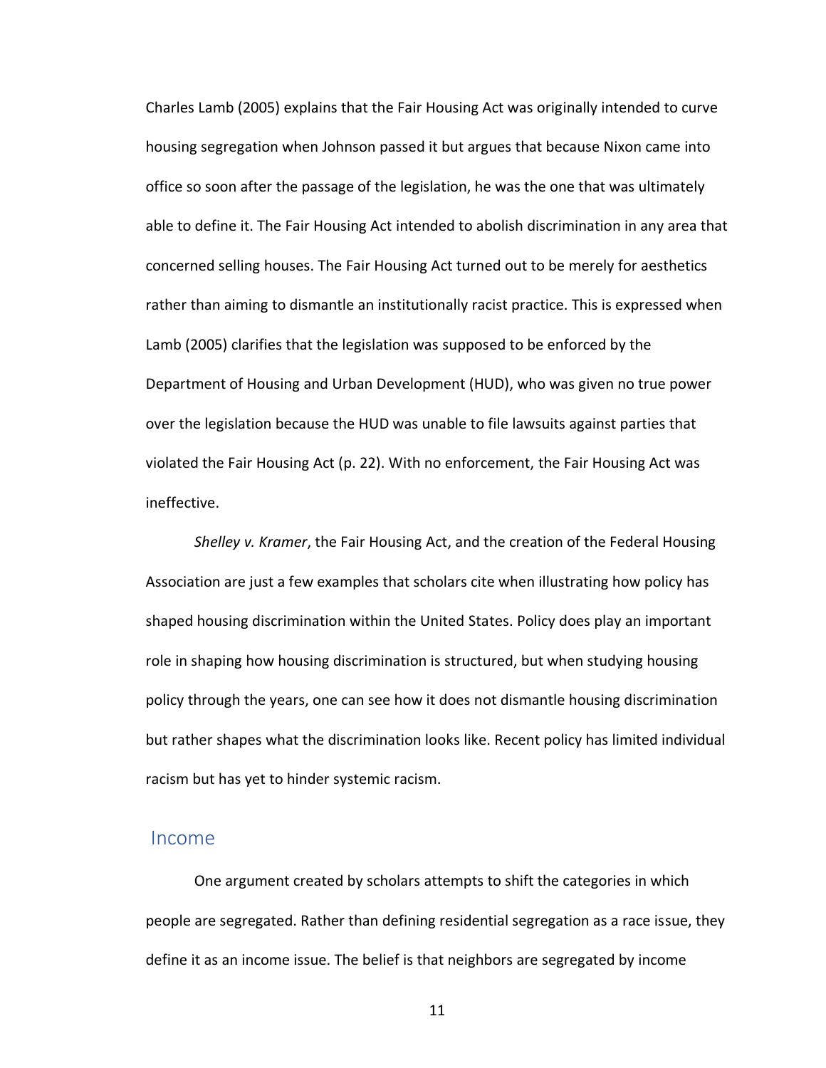Charles Lamb (2005) explains that the Fair Housing Act was originally intended to curve housing segregation when Johnson passed it but argues that because Nixon came into office so soon after the passage of the legislation, he was the one that was ultimately able to define it. The Fair Housing Act intended to abolish discrimination in any area that concerned selling houses. The Fair Housing Act turned out to be merely for aesthetics rather than aiming to dismantle an institutionally racist practice. This is expressed when Lamb (2005) clarifies that the legislation was supposed to be enforced by the Department of Housing and Urban Development (HUD), who was given no true power over the legislation because the HUD was unable to file lawsuits against parties that violated the Fair Housing Act (p. 22). With no enforcement, the Fair Housing Act was ineffective.

*Shelley v. Kramer*, the Fair Housing Act, and the creation of the Federal Housing Association are just a few examples that scholars cite when illustrating how policy has shaped housing discrimination within the United States. Policy does play an important role in shaping how housing discrimination is structured, but when studying housing policy through the years, one can see how it does not dismantle housing discrimination but rather shapes what the discrimination looks like. Recent policy has limited individual racism but has yet to hinder systemic racism.

## Income

One argument created by scholars attempts to shift the categories in which people are segregated. Rather than defining residential segregation as a race issue, they define it as an income issue. The belief is that neighbors are segregated by income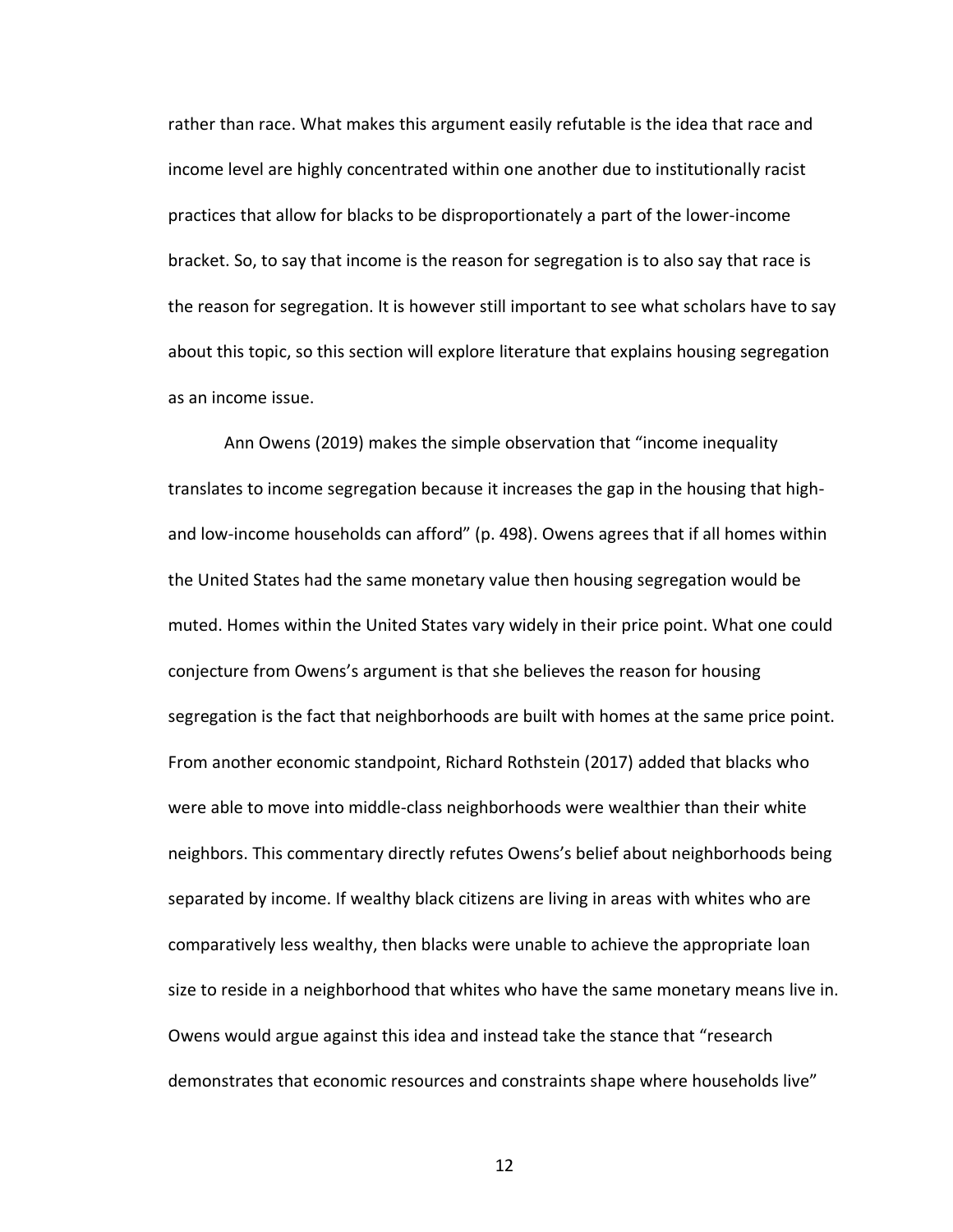rather than race. What makes this argument easily refutable is the idea that race and income level are highly concentrated within one another due to institutionally racist practices that allow for blacks to be disproportionately a part of the lower-income bracket. So, to say that income is the reason for segregation is to also say that race is the reason for segregation. It is however still important to see what scholars have to say about this topic, so this section will explore literature that explains housing segregation as an income issue.

Ann Owens (2019) makes the simple observation that "income inequality translates to income segregation because it increases the gap in the housing that high- and low-income households can afford" (p. 498). Owens agrees that if all homes within the United States had the same monetary value then housing segregation would be muted. Homes within the United States vary widely in their price point. What one could conjecture from Owens's argument is that she believes the reason for housing segregation is the fact that neighborhoods are built with homes at the same price point. From another economic standpoint, Richard Rothstein (2017) added that blacks who were able to move into middle-class neighborhoods were wealthier than their white neighbors. This commentary directly refutes Owens's belief about neighborhoods being separated by income. If wealthy black citizens are living in areas with whites who are comparatively less wealthy, then blacks were unable to achieve the appropriate loan size to reside in a neighborhood that whites who have the same monetary means live in. Owens would argue against this idea and instead take the stance that "research demonstrates that economic resources and constraints shape where households live"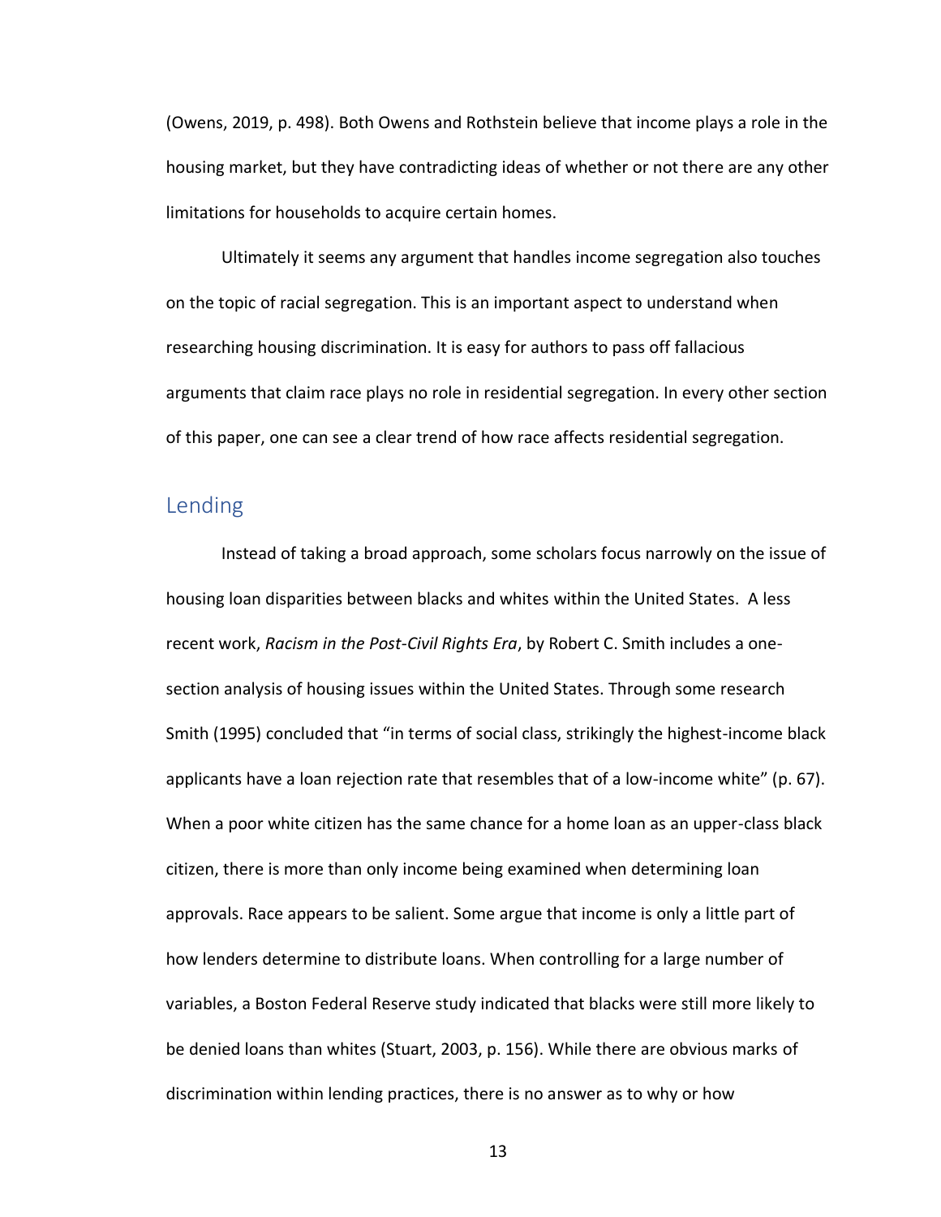(Owens, 2019, p. 498). Both Owens and Rothstein believe that income plays a role in the housing market, but they have contradicting ideas of whether or not there are any other limitations for households to acquire certain homes.

Ultimately it seems any argument that handles income segregation also touches on the topic of racial segregation. This is an important aspect to understand when researching housing discrimination. It is easy for authors to pass off fallacious arguments that claim race plays no role in residential segregation. In every other section of this paper, one can see a clear trend of how race affects residential segregation.

## Lending

Instead of taking a broad approach, some scholars focus narrowly on the issue of housing loan disparities between blacks and whites within the United States. A less recent work, *Racism in the Post-Civil Rights Era*, by Robert C. Smith includes a one-section analysis of housing issues within the United States. Through some research Smith (1995) concluded that "in terms of social class, strikingly the highest-income black applicants have a loan rejection rate that resembles that of a low-income white" (p. 67). When a poor white citizen has the same chance for a home loan as an upper-class black citizen, there is more than only income being examined when determining loan approvals. Race appears to be salient. Some argue that income is only a little part of how lenders determine to distribute loans. When controlling for a large number of variables, a Boston Federal Reserve study indicated that blacks were still more likely to be denied loans than whites (Stuart, 2003, p. 156). While there are obvious marks of discrimination within lending practices, there is no answer as to why or how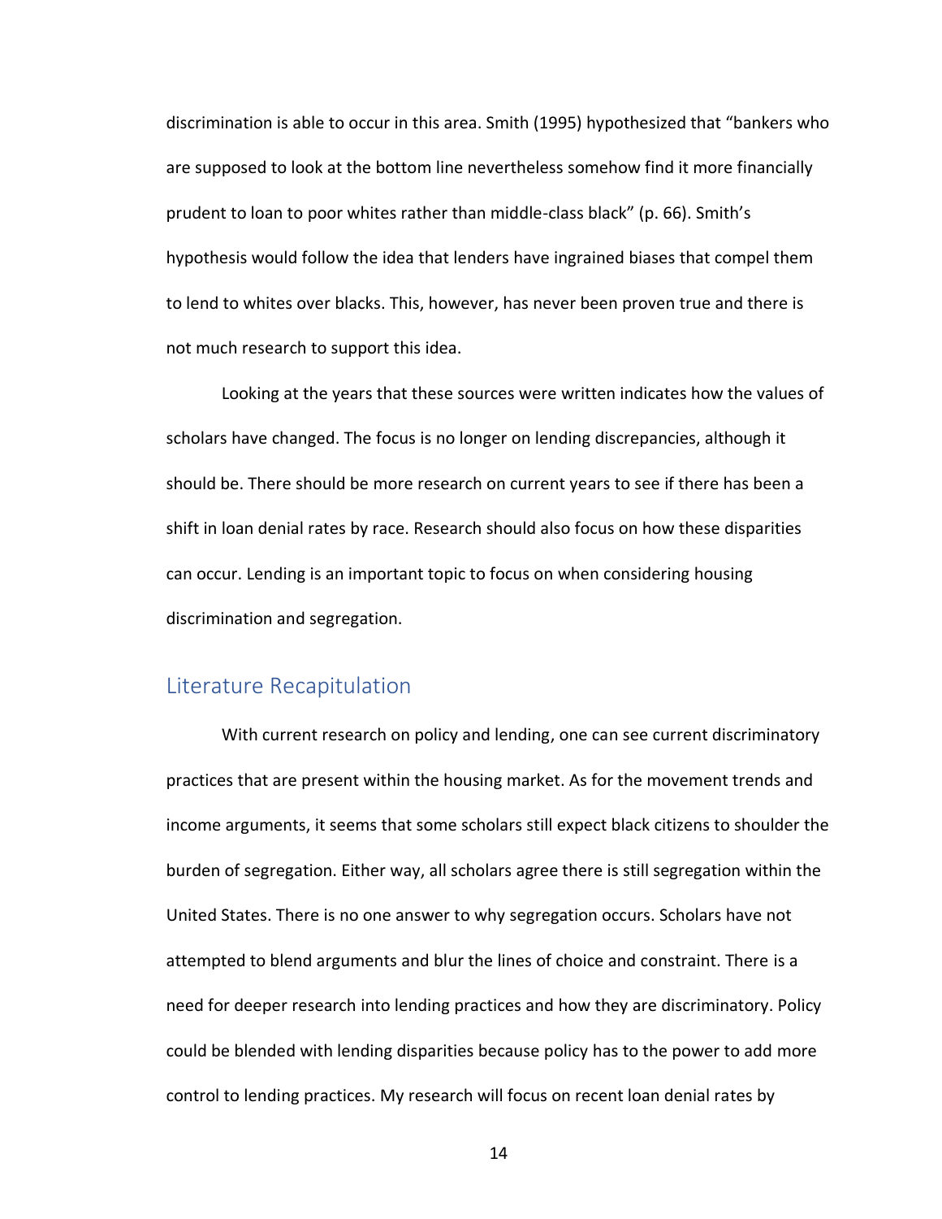discrimination is able to occur in this area. Smith (1995) hypothesized that "bankers who are supposed to look at the bottom line nevertheless somehow find it more financially prudent to loan to poor whites rather than middle-class black" (p. 66). Smith's hypothesis would follow the idea that lenders have ingrained biases that compel them to lend to whites over blacks. This, however, has never been proven true and there is not much research to support this idea.

Looking at the years that these sources were written indicates how the values of scholars have changed. The focus is no longer on lending discrepancies, although it should be. There should be more research on current years to see if there has been a shift in loan denial rates by race. Research should also focus on how these disparities can occur. Lending is an important topic to focus on when considering housing discrimination and segregation.

## Literature Recapitulation

With current research on policy and lending, one can see current discriminatory practices that are present within the housing market. As for the movement trends and income arguments, it seems that some scholars still expect black citizens to shoulder the burden of segregation. Either way, all scholars agree there is still segregation within the United States. There is no one answer to why segregation occurs. Scholars have not attempted to blend arguments and blur the lines of choice and constraint. There is a need for deeper research into lending practices and how they are discriminatory. Policy could be blended with lending disparities because policy has to the power to add more control to lending practices. My research will focus on recent loan denial rates by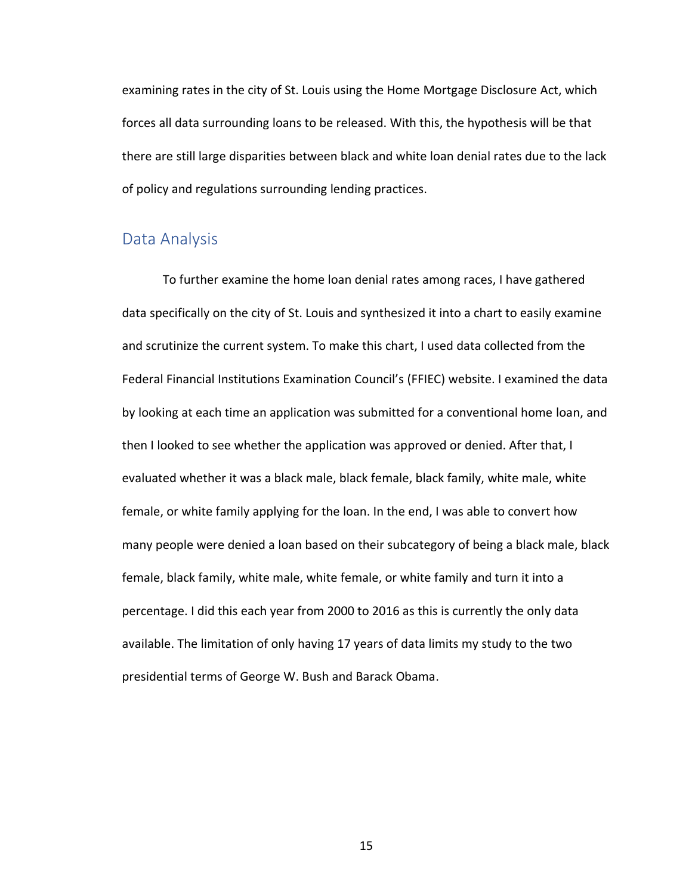examining rates in the city of St. Louis using the Home Mortgage Disclosure Act, which forces all data surrounding loans to be released. With this, the hypothesis will be that there are still large disparities between black and white loan denial rates due to the lack of policy and regulations surrounding lending practices.

## Data Analysis

To further examine the home loan denial rates among races, I have gathered data specifically on the city of St. Louis and synthesized it into a chart to easily examine and scrutinize the current system. To make this chart, I used data collected from the Federal Financial Institutions Examination Council's (FFIEC) website. I examined the data by looking at each time an application was submitted for a conventional home loan, and then I looked to see whether the application was approved or denied. After that, I evaluated whether it was a black male, black female, black family, white male, white female, or white family applying for the loan. In the end, I was able to convert how many people were denied a loan based on their subcategory of being a black male, black female, black family, white male, white female, or white family and turn it into a percentage. I did this each year from 2000 to 2016 as this is currently the only data available. The limitation of only having 17 years of data limits my study to the two presidential terms of George W. Bush and Barack Obama.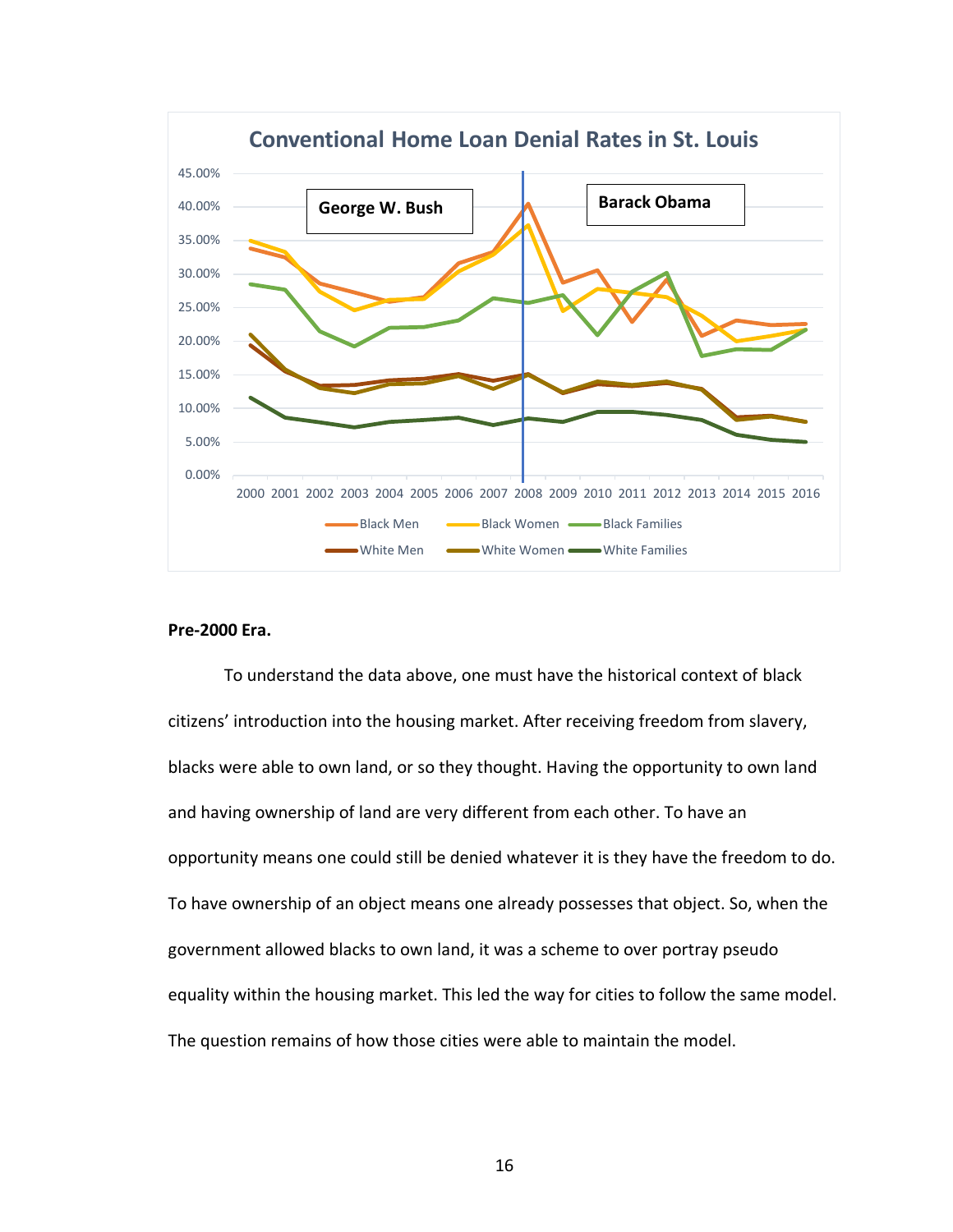**Pre-2000 Era.**

To understand the data above, one must have the historical context of black citizens' introduction into the housing market. After receiving freedom from slavery, blacks were able to own land, or so they thought. Having the opportunity to own land and having ownership of land are very different from each other. To have an opportunity means one could still be denied whatever it is they have the freedom to do. To have ownership of an object means one already possesses that object. So, when the government allowed blacks to own land, it was a scheme to over portray pseudo equality within the housing market. This led the way for cities to follow the same model. The question remains of how those cities were able to maintain the model.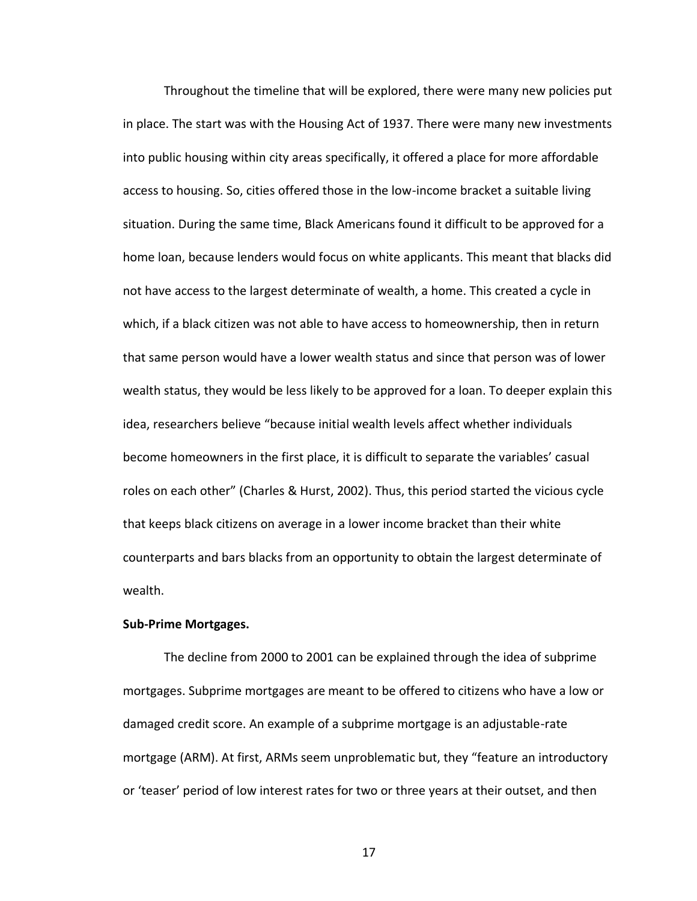Throughout the timeline that will be explored, there were many new policies put in place. The start was with the Housing Act of 1937. There were many new investments into public housing within city areas specifically, it offered a place for more affordable access to housing. So, cities offered those in the low-income bracket a suitable living situation. During the same time, Black Americans found it difficult to be approved for a home loan, because lenders would focus on white applicants. This meant that blacks did not have access to the largest determinate of wealth, a home. This created a cycle in which, if a black citizen was not able to have access to homeownership, then in return that same person would have a lower wealth status and since that person was of lower wealth status, they would be less likely to be approved for a loan. To deeper explain this idea, researchers believe "because initial wealth levels affect whether individuals become homeowners in the first place, it is difficult to separate the variables' casual roles on each other" (Charles & Hurst, 2002). Thus, this period started the vicious cycle that keeps black citizens on average in a lower income bracket than their white counterparts and bars blacks from an opportunity to obtain the largest determinate of wealth.

**Sub-Prime Mortgages.**

The decline from 2000 to 2001 can be explained through the idea of subprime mortgages. Subprime mortgages are meant to be offered to citizens who have a low or damaged credit score. An example of a subprime mortgage is an adjustable-rate mortgage (ARM). At first, ARMs seem unproblematic but, they "feature an introductory or 'teaser' period of low interest rates for two or three years at their outset, and then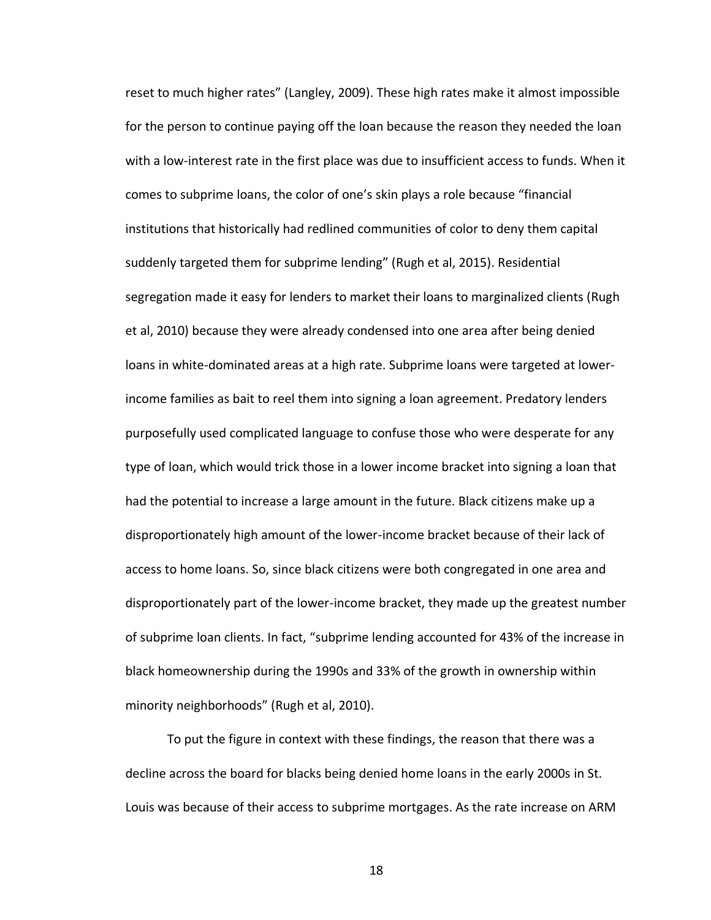reset to much higher rates" (Langley, 2009). These high rates make it almost impossible for the person to continue paying off the loan because the reason they needed the loan with a low-interest rate in the first place was due to insufficient access to funds. When it comes to subprime loans, the color of one's skin plays a role because "financial institutions that historically had redlined communities of color to deny them capital suddenly targeted them for subprime lending" (Rugh et al, 2015). Residential segregation made it easy for lenders to market their loans to marginalized clients (Rugh et al, 2010) because they were already condensed into one area after being denied loans in white-dominated areas at a high rate. Subprime loans were targeted at lower-income families as bait to reel them into signing a loan agreement. Predatory lenders purposefully used complicated language to confuse those who were desperate for any type of loan, which would trick those in a lower income bracket into signing a loan that had the potential to increase a large amount in the future. Black citizens make up a disproportionately high amount of the lower-income bracket because of their lack of access to home loans. So, since black citizens were both congregated in one area and disproportionately part of the lower-income bracket, they made up the greatest number of subprime loan clients. In fact, "subprime lending accounted for 43% of the increase in black homeownership during the 1990s and 33% of the growth in ownership within minority neighborhoods" (Rugh et al, 2010).

To put the figure in context with these findings, the reason that there was a decline across the board for blacks being denied home loans in the early 2000s in St. Louis was because of their access to subprime mortgages. As the rate increase on ARM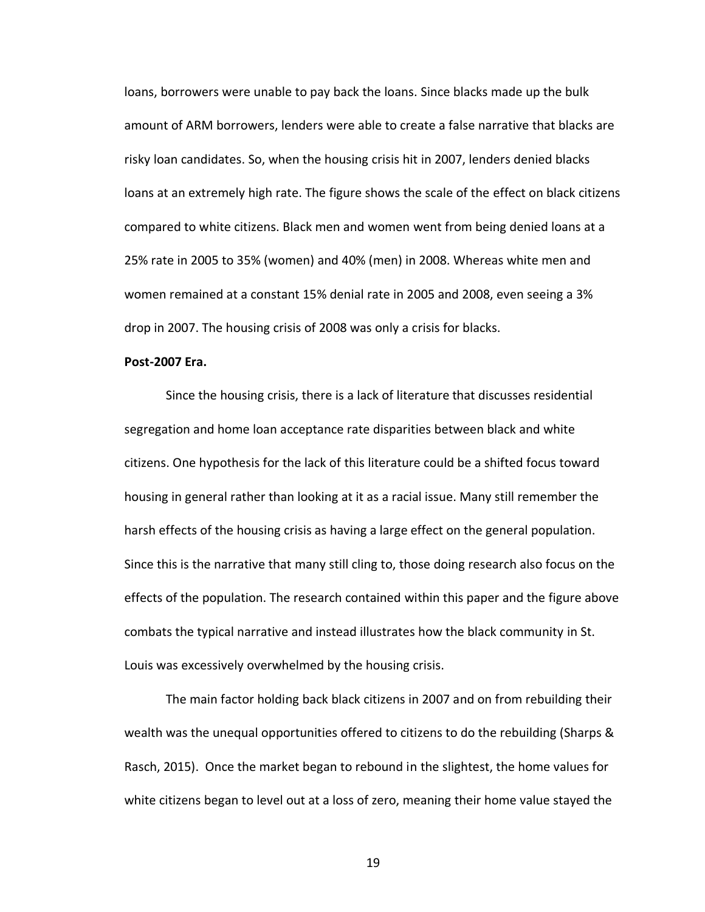loans, borrowers were unable to pay back the loans. Since blacks made up the bulk amount of ARM borrowers, lenders were able to create a false narrative that blacks are risky loan candidates. So, when the housing crisis hit in 2007, lenders denied blacks loans at an extremely high rate. The figure shows the scale of the effect on black citizens compared to white citizens. Black men and women went from being denied loans at a 25% rate in 2005 to 35% (women) and 40% (men) in 2008. Whereas white men and women remained at a constant 15% denial rate in 2005 and 2008, even seeing a 3% drop in 2007. The housing crisis of 2008 was only a crisis for blacks.

**Post-2007 Era.**

Since the housing crisis, there is a lack of literature that discusses residential segregation and home loan acceptance rate disparities between black and white citizens. One hypothesis for the lack of this literature could be a shifted focus toward housing in general rather than looking at it as a racial issue. Many still remember the harsh effects of the housing crisis as having a large effect on the general population. Since this is the narrative that many still cling to, those doing research also focus on the effects of the population. The research contained within this paper and the figure above combats the typical narrative and instead illustrates how the black community in St. Louis was excessively overwhelmed by the housing crisis.

The main factor holding back black citizens in 2007 and on from rebuilding their wealth was the unequal opportunities offered to citizens to do the rebuilding (Sharps & Rasch, 2015). Once the market began to rebound in the slightest, the home values for white citizens began to level out at a loss of zero, meaning their home value stayed the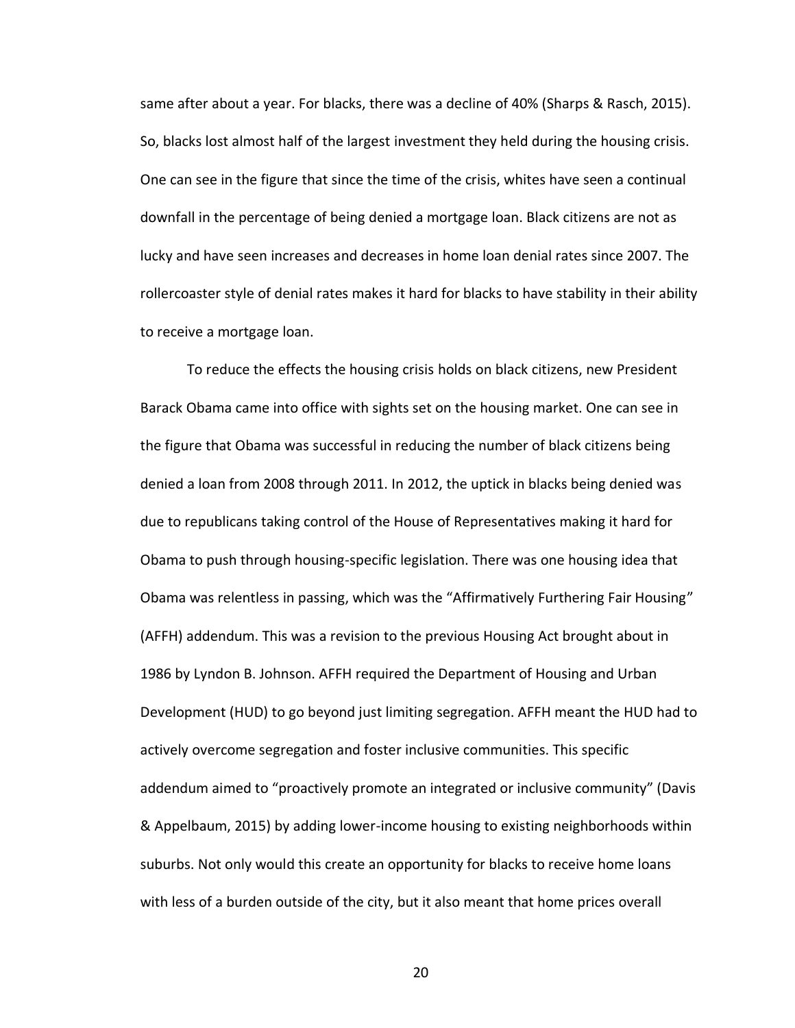same after about a year. For blacks, there was a decline of 40% (Sharps & Rasch, 2015). So, blacks lost almost half of the largest investment they held during the housing crisis. One can see in the figure that since the time of the crisis, whites have seen a continual downfall in the percentage of being denied a mortgage loan. Black citizens are not as lucky and have seen increases and decreases in home loan denial rates since 2007. The rollercoaster style of denial rates makes it hard for blacks to have stability in their ability to receive a mortgage loan.

To reduce the effects the housing crisis holds on black citizens, new President Barack Obama came into office with sights set on the housing market. One can see in the figure that Obama was successful in reducing the number of black citizens being denied a loan from 2008 through 2011. In 2012, the uptick in blacks being denied was due to republicans taking control of the House of Representatives making it hard for Obama to push through housing-specific legislation. There was one housing idea that Obama was relentless in passing, which was the "Affirmatively Furthering Fair Housing" (AFFH) addendum. This was a revision to the previous Housing Act brought about in 1986 by Lyndon B. Johnson. AFFH required the Department of Housing and Urban Development (HUD) to go beyond just limiting segregation. AFFH meant the HUD had to actively overcome segregation and foster inclusive communities. This specific addendum aimed to "proactively promote an integrated or inclusive community" (Davis & Appelbaum, 2015) by adding lower-income housing to existing neighborhoods within suburbs. Not only would this create an opportunity for blacks to receive home loans with less of a burden outside of the city, but it also meant that home prices overall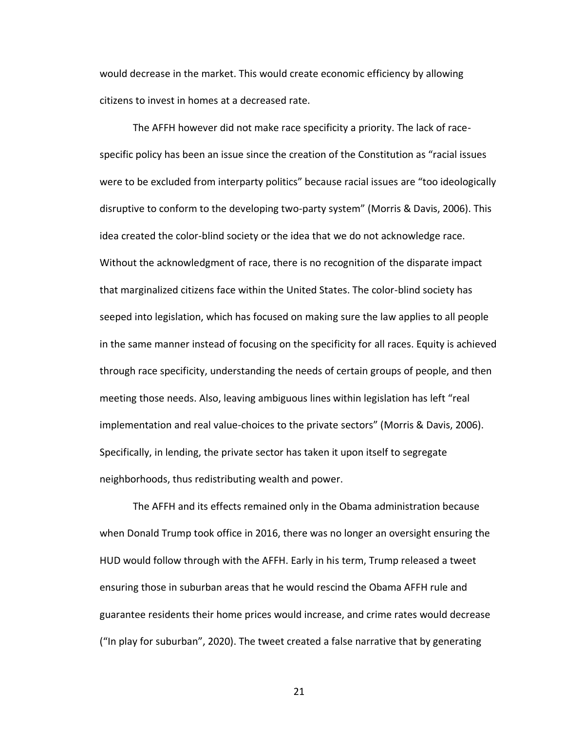would decrease in the market. This would create economic efficiency by allowing citizens to invest in homes at a decreased rate.

The AFFH however did not make race specificity a priority. The lack of race-specific policy has been an issue since the creation of the Constitution as "racial issues were to be excluded from interparty politics" because racial issues are "too ideologically disruptive to conform to the developing two-party system" (Morris & Davis, 2006). This idea created the color-blind society or the idea that we do not acknowledge race. Without the acknowledgment of race, there is no recognition of the disparate impact that marginalized citizens face within the United States. The color-blind society has seeped into legislation, which has focused on making sure the law applies to all people in the same manner instead of focusing on the specificity for all races. Equity is achieved through race specificity, understanding the needs of certain groups of people, and then meeting those needs. Also, leaving ambiguous lines within legislation has left "real implementation and real value-choices to the private sectors" (Morris & Davis, 2006). Specifically, in lending, the private sector has taken it upon itself to segregate neighborhoods, thus redistributing wealth and power.

The AFFH and its effects remained only in the Obama administration because when Donald Trump took office in 2016, there was no longer an oversight ensuring the HUD would follow through with the AFFH. Early in his term, Trump released a tweet ensuring those in suburban areas that he would rescind the Obama AFFH rule and guarantee residents their home prices would increase, and crime rates would decrease ("In play for suburban", 2020). The tweet created a false narrative that by generating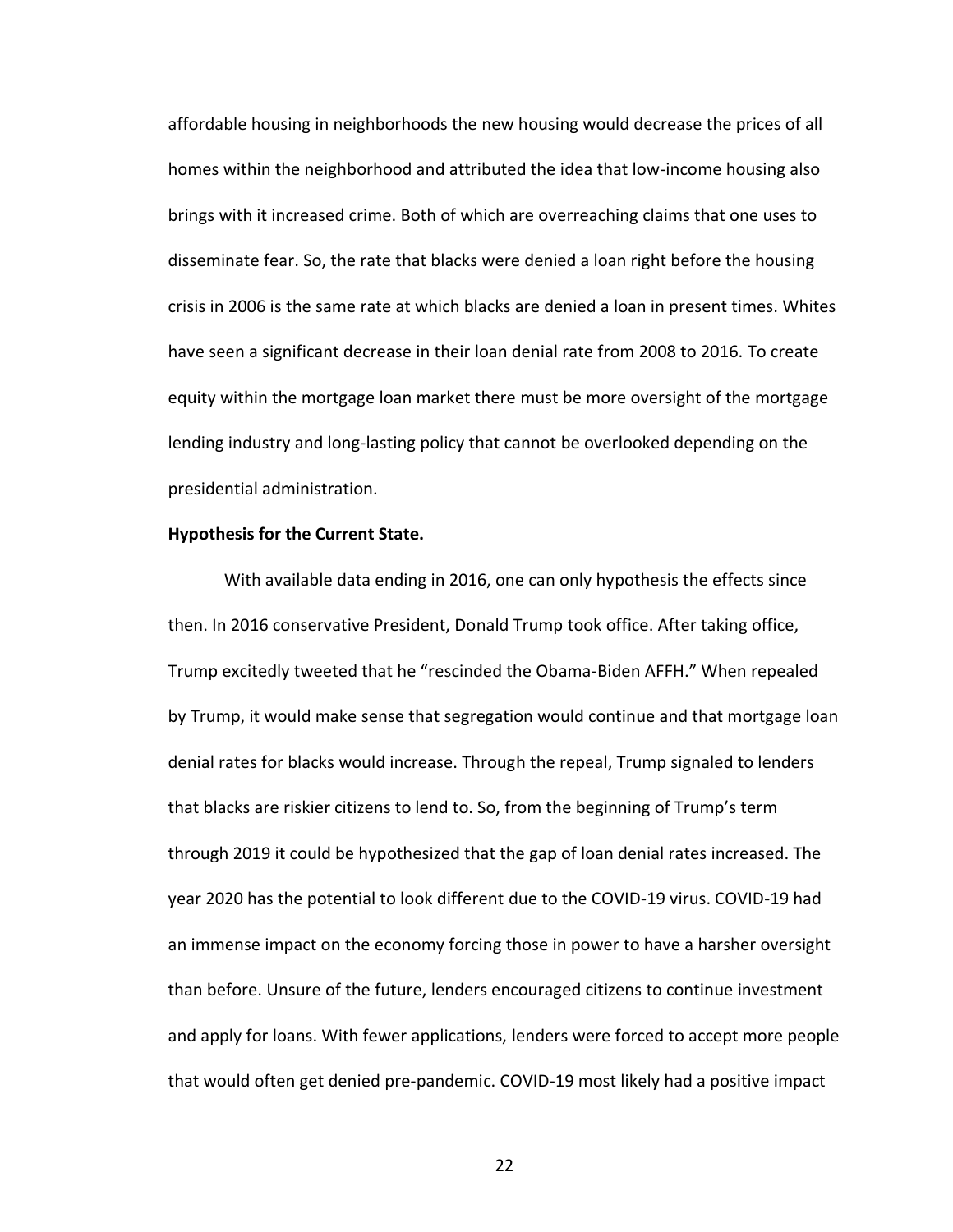affordable housing in neighborhoods the new housing would decrease the prices of all homes within the neighborhood and attributed the idea that low-income housing also brings with it increased crime. Both of which are overreaching claims that one uses to disseminate fear. So, the rate that blacks were denied a loan right before the housing crisis in 2006 is the same rate at which blacks are denied a loan in present times. Whites have seen a significant decrease in their loan denial rate from 2008 to 2016. To create equity within the mortgage loan market there must be more oversight of the mortgage lending industry and long-lasting policy that cannot be overlooked depending on the presidential administration.

**Hypothesis for the Current State.**

With available data ending in 2016, one can only hypothesis the effects since then. In 2016 conservative President, Donald Trump took office. After taking office, Trump excitedly tweeted that he "rescinded the Obama-Biden AFFH." When repealed by Trump, it would make sense that segregation would continue and that mortgage loan denial rates for blacks would increase. Through the repeal, Trump signaled to lenders that blacks are riskier citizens to lend to. So, from the beginning of Trump's term through 2019 it could be hypothesized that the gap of loan denial rates increased. The year 2020 has the potential to look different due to the COVID-19 virus. COVID-19 had an immense impact on the economy forcing those in power to have a harsher oversight than before. Unsure of the future, lenders encouraged citizens to continue investment and apply for loans. With fewer applications, lenders were forced to accept more people that would often get denied pre-pandemic. COVID-19 most likely had a positive impact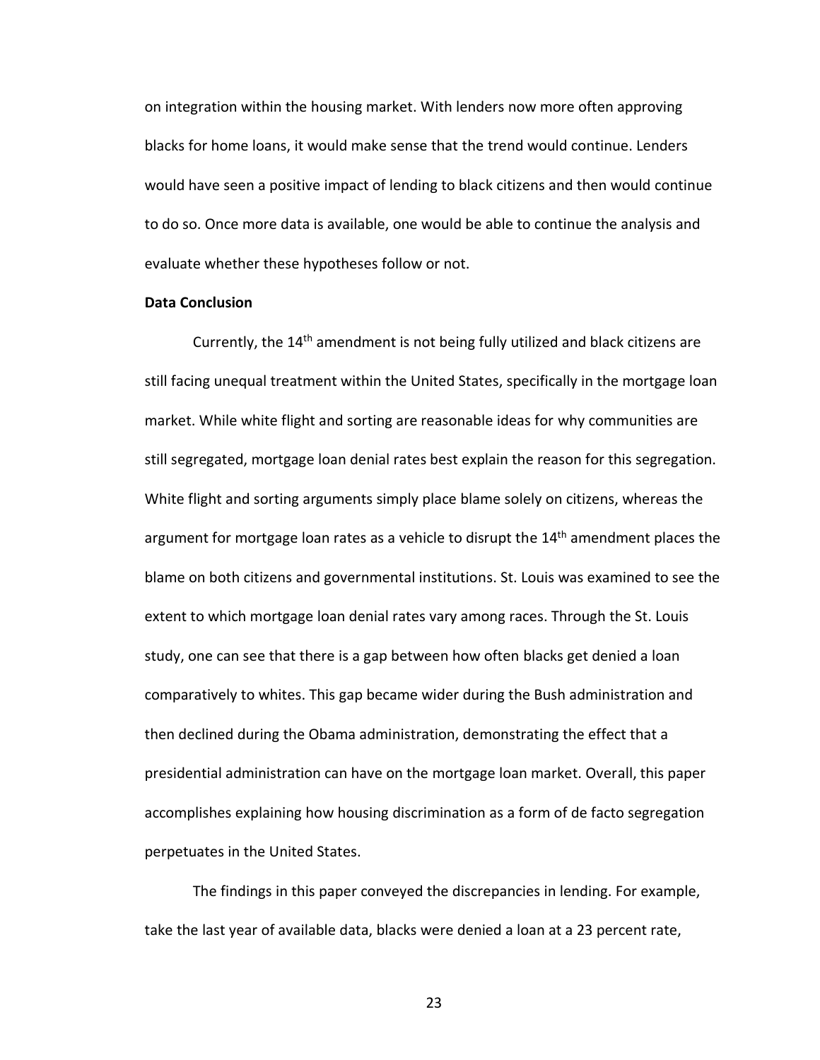on integration within the housing market. With lenders now more often approving blacks for home loans, it would make sense that the trend would continue. Lenders would have seen a positive impact of lending to black citizens and then would continue to do so. Once more data is available, one would be able to continue the analysis and evaluate whether these hypotheses follow or not.

**Data Conclusion**

Currently, the 14th amendment is not being fully utilized and black citizens are still facing unequal treatment within the United States, specifically in the mortgage loan market. While white flight and sorting are reasonable ideas for why communities are still segregated, mortgage loan denial rates best explain the reason for this segregation. White flight and sorting arguments simply place blame solely on citizens, whereas the argument for mortgage loan rates as a vehicle to disrupt the 14th amendment places the blame on both citizens and governmental institutions. St. Louis was examined to see the extent to which mortgage loan denial rates vary among races. Through the St. Louis study, one can see that there is a gap between how often blacks get denied a loan comparatively to whites. This gap became wider during the Bush administration and then declined during the Obama administration, demonstrating the effect that a presidential administration can have on the mortgage loan market. Overall, this paper accomplishes explaining how housing discrimination as a form of de facto segregation perpetuates in the United States.

The findings in this paper conveyed the discrepancies in lending. For example, take the last year of available data, blacks were denied a loan at a 23 percent rate,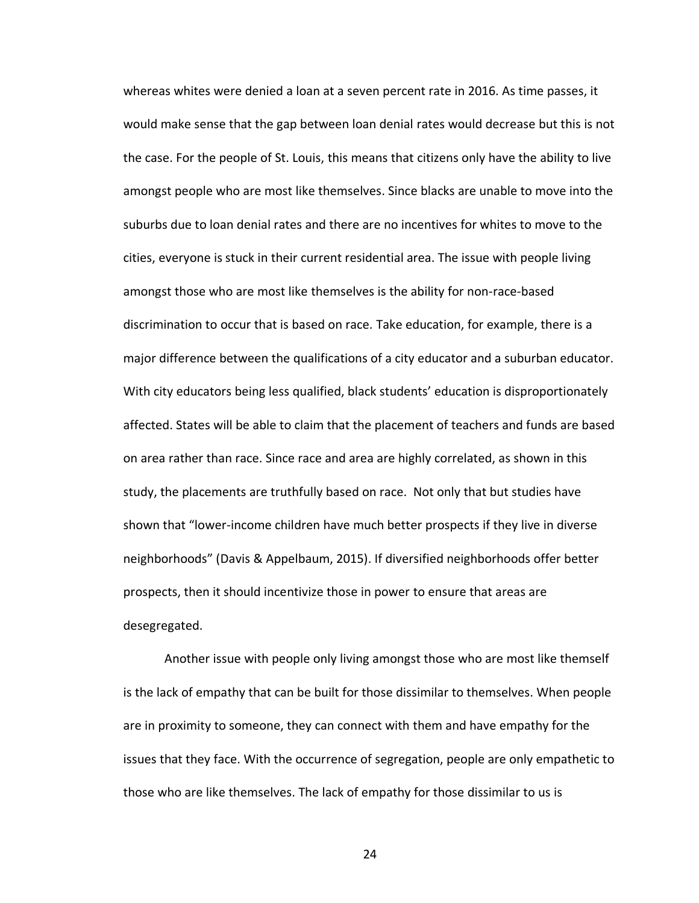whereas whites were denied a loan at a seven percent rate in 2016. As time passes, it would make sense that the gap between loan denial rates would decrease but this is not the case. For the people of St. Louis, this means that citizens only have the ability to live amongst people who are most like themselves. Since blacks are unable to move into the suburbs due to loan denial rates and there are no incentives for whites to move to the cities, everyone is stuck in their current residential area. The issue with people living amongst those who are most like themselves is the ability for non-race-based discrimination to occur that is based on race. Take education, for example, there is a major difference between the qualifications of a city educator and a suburban educator. With city educators being less qualified, black students' education is disproportionately affected. States will be able to claim that the placement of teachers and funds are based on area rather than race. Since race and area are highly correlated, as shown in this study, the placements are truthfully based on race. Not only that but studies have shown that "lower-income children have much better prospects if they live in diverse neighborhoods" (Davis & Appelbaum, 2015). If diversified neighborhoods offer better prospects, then it should incentivize those in power to ensure that areas are desegregated.

Another issue with people only living amongst those who are most like themself is the lack of empathy that can be built for those dissimilar to themselves. When people are in proximity to someone, they can connect with them and have empathy for the issues that they face. With the occurrence of segregation, people are only empathetic to those who are like themselves. The lack of empathy for those dissimilar to us is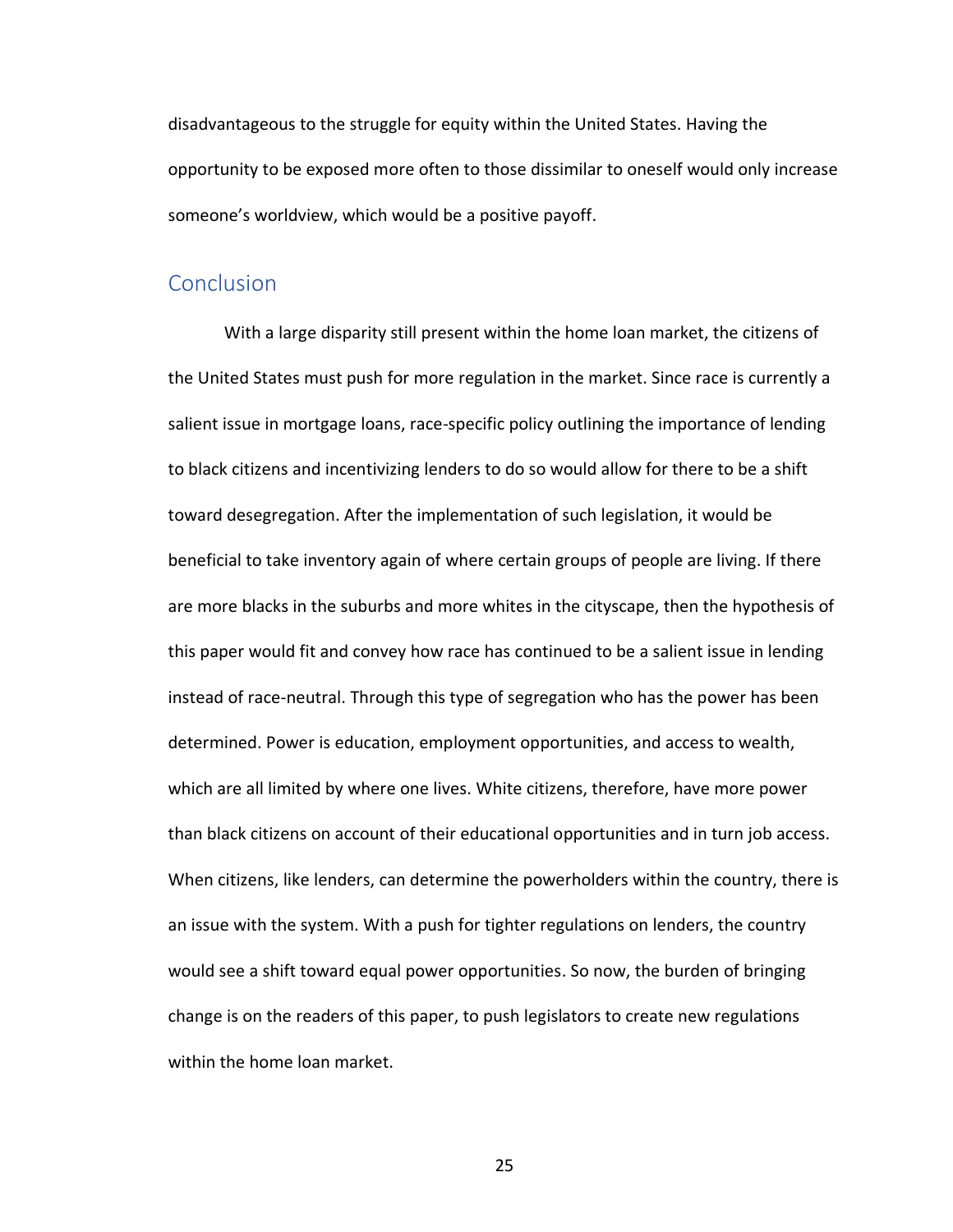disadvantageous to the struggle for equity within the United States. Having the opportunity to be exposed more often to those dissimilar to oneself would only increase someone's worldview, which would be a positive payoff.

## Conclusion

With a large disparity still present within the home loan market, the citizens of the United States must push for more regulation in the market. Since race is currently a salient issue in mortgage loans, race-specific policy outlining the importance of lending to black citizens and incentivizing lenders to do so would allow for there to be a shift toward desegregation. After the implementation of such legislation, it would be beneficial to take inventory again of where certain groups of people are living. If there are more blacks in the suburbs and more whites in the cityscape, then the hypothesis of this paper would fit and convey how race has continued to be a salient issue in lending instead of race-neutral. Through this type of segregation who has the power has been determined. Power is education, employment opportunities, and access to wealth, which are all limited by where one lives. White citizens, therefore, have more power than black citizens on account of their educational opportunities and in turn job access. When citizens, like lenders, can determine the powerholders within the country, there is an issue with the system. With a push for tighter regulations on lenders, the country would see a shift toward equal power opportunities. So now, the burden of bringing change is on the readers of this paper, to push legislators to create new regulations within the home loan market.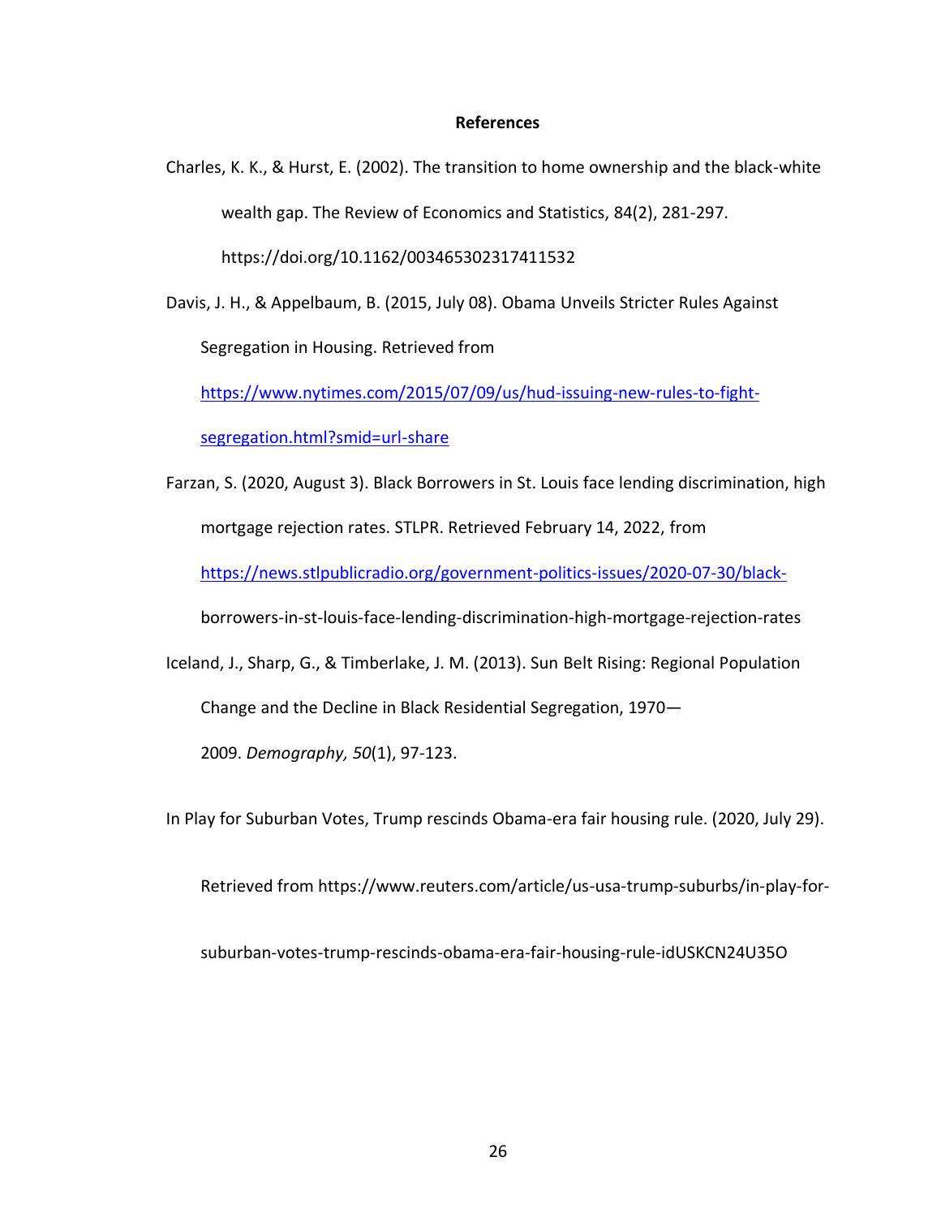# References

Charles, K. K., & Hurst, E. (2002). The transition to home ownership and the black-white wealth gap. The Review of Economics and Statistics, 84(2), 281-297. https://doi.org/10.1162/003465302317411532

Davis, J. H., & Appelbaum, B. (2015, July 08). Obama Unveils Stricter Rules Against Segregation in Housing. Retrieved from https://www.nytimes.com/2015/07/09/us/hud-issuing-new-rules-to-fight-segregation.html?smid=url-share

Farzan, S. (2020, August 3). Black Borrowers in St. Louis face lending discrimination, high mortgage rejection rates. STLPR. Retrieved February 14, 2022, from https://news.stlpublicradio.org/government-politics-issues/2020-07-30/black-borrowers-in-st-louis-face-lending-discrimination-high-mortgage-rejection-rates

Iceland, J., Sharp, G., & Timberlake, J. M. (2013). Sun Belt Rising: Regional Population Change and the Decline in Black Residential Segregation, 1970—2009. *Demography, 50*(1), 97-123.

In Play for Suburban Votes, Trump rescinds Obama-era fair housing rule. (2020, July 29). Retrieved from https://www.reuters.com/article/us-usa-trump-suburbs/in-play-for-suburban-votes-trump-rescinds-obama-era-fair-housing-rule-idUSKCN24U35O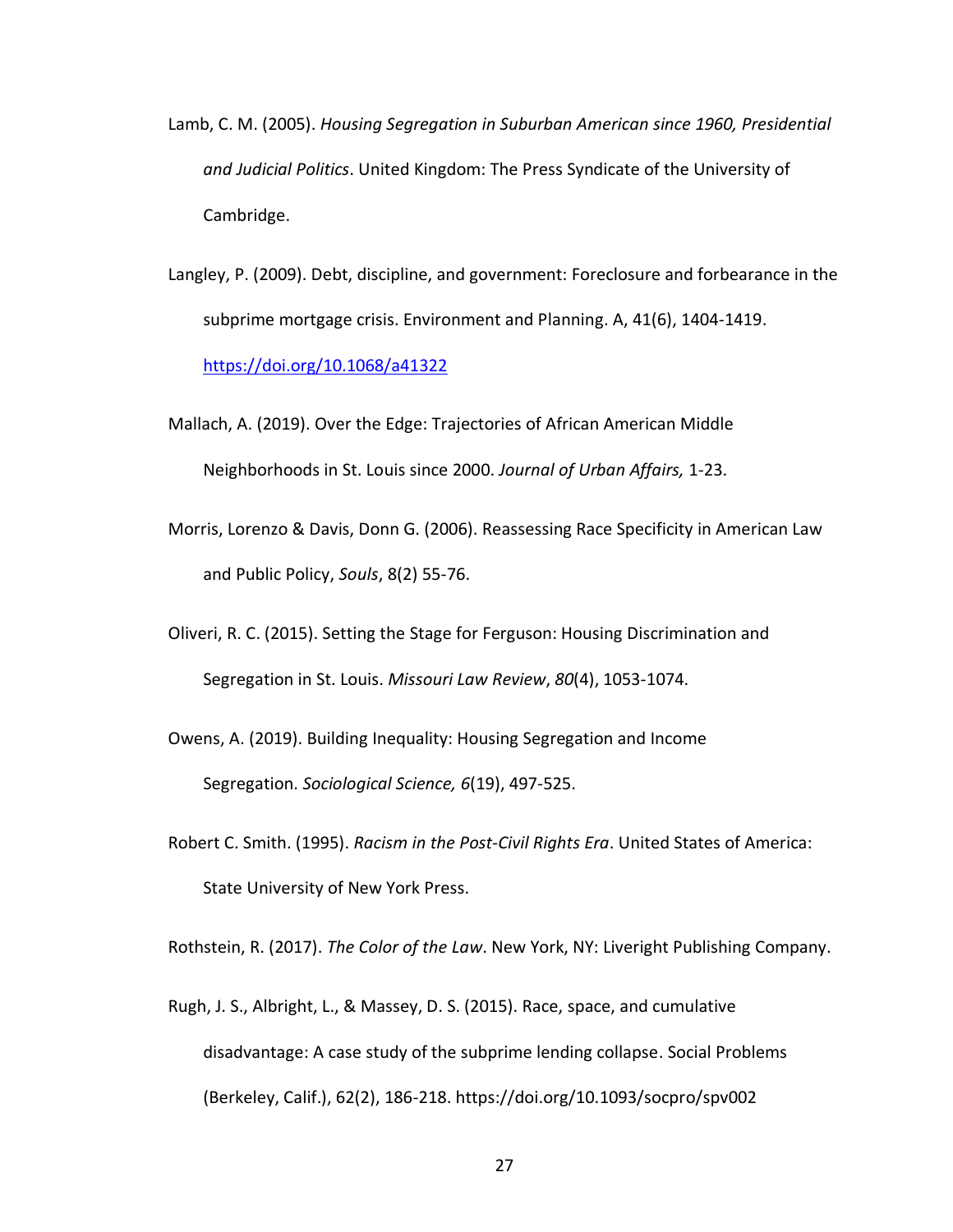Lamb, C. M. (2005). *Housing Segregation in Suburban American since 1960, Presidential and Judicial Politics*. United Kingdom: The Press Syndicate of the University of Cambridge.

Langley, P. (2009). Debt, discipline, and government: Foreclosure and forbearance in the subprime mortgage crisis. Environment and Planning. A, 41(6), 1404-1419. https://doi.org/10.1068/a41322

Mallach, A. (2019). Over the Edge: Trajectories of African American Middle Neighborhoods in St. Louis since 2000. *Journal of Urban Affairs,* 1-23.

Morris, Lorenzo & Davis, Donn G. (2006). Reassessing Race Specificity in American Law and Public Policy, *Souls*, 8(2) 55-76.

Oliveri, R. C. (2015). Setting the Stage for Ferguson: Housing Discrimination and Segregation in St. Louis. *Missouri Law Review*, *80*(4), 1053-1074.

Owens, A. (2019). Building Inequality: Housing Segregation and Income Segregation. *Sociological Science, 6*(19), 497-525.

Robert C. Smith. (1995). *Racism in the Post-Civil Rights Era*. United States of America: State University of New York Press.

Rothstein, R. (2017). *The Color of the Law*. New York, NY: Liveright Publishing Company.

Rugh, J. S., Albright, L., & Massey, D. S. (2015). Race, space, and cumulative disadvantage: A case study of the subprime lending collapse. Social Problems (Berkeley, Calif.), 62(2), 186-218. https://doi.org/10.1093/socpro/spv002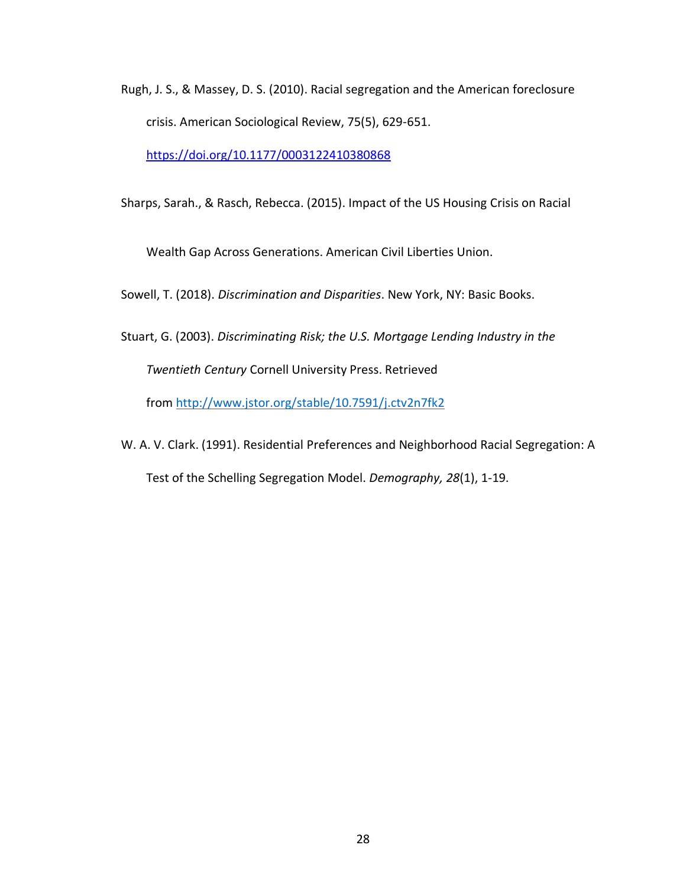Rugh, J. S., & Massey, D. S. (2010). Racial segregation and the American foreclosure crisis. American Sociological Review, 75(5), 629-651. https://doi.org/10.1177/0003122410380868

Sharps, Sarah., & Rasch, Rebecca. (2015). Impact of the US Housing Crisis on Racial Wealth Gap Across Generations. American Civil Liberties Union.

Sowell, T. (2018). *Discrimination and Disparities*. New York, NY: Basic Books.

Stuart, G. (2003). *Discriminating Risk; the U.S. Mortgage Lending Industry in the Twentieth Century* Cornell University Press. Retrieved from http://www.jstor.org/stable/10.7591/j.ctv2n7fk2

W. A. V. Clark. (1991). Residential Preferences and Neighborhood Racial Segregation: A Test of the Schelling Segregation Model. *Demography, 28*(1), 1-19.